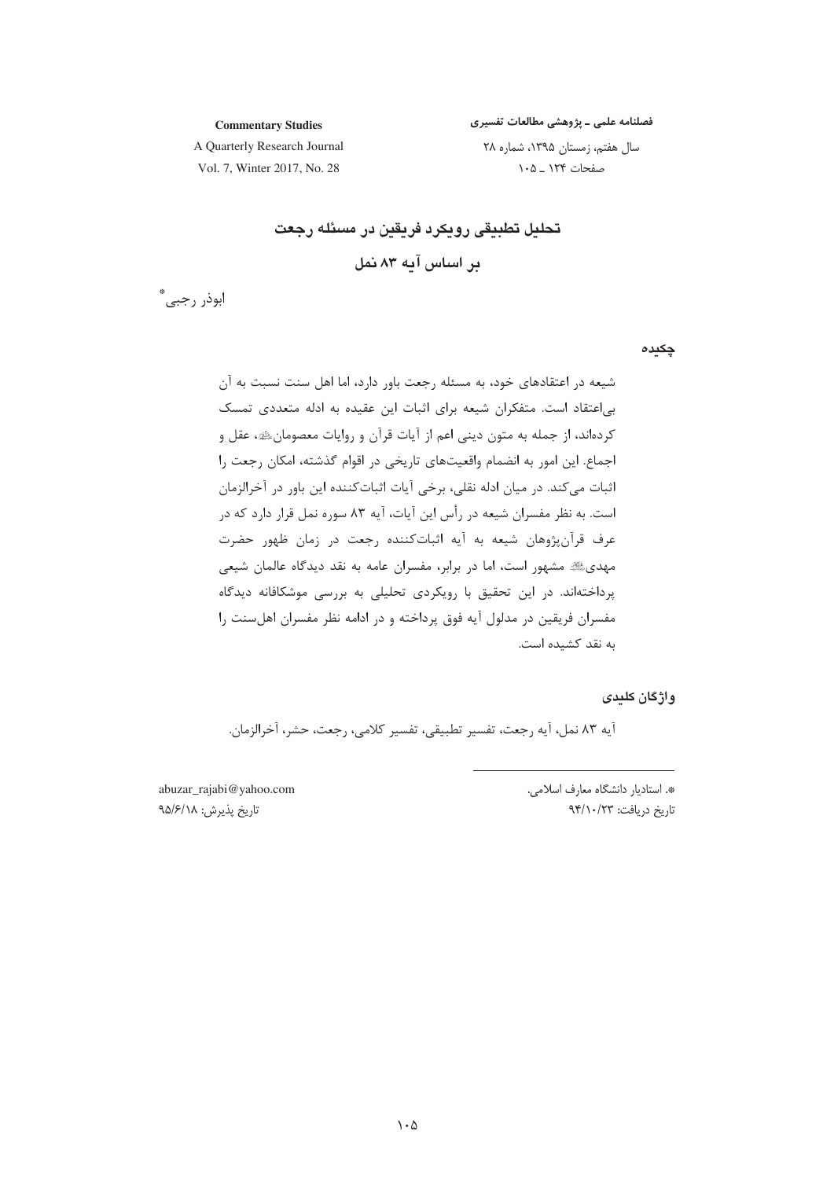# تحلیل تطبیقی رویکرد فریقین در مسئله رجعت بر اساس آیه ۸۳ نمل

ابوذر رجبی*

## چکیده

شیعه در اعتقادهای خود، به مسئله رجعت باور دارد، اما اهل سنت نسبت به آن بی‌اعتقاد است. متفکران شیعه برای اثبات این عقیده به ادله متعددی تمسک کرده‌اند، از جمله به متون دینی اعم از آیات قرآن و روایات معصومان، عقل و اجماع. این امور به انضمام واقعیت‌های تاریخی در اقوام گذشته، امکان رجعت را اثبات می‌کند. در میان ادله نقلی، برخی آیات اثبات‌کننده این باور در آخرالزمان است. به نظر مفسران شیعه در رأس این آیات، آیه ۸۳ سوره نمل قرار دارد که در عرف قرآن‌پژوهان شیعه به آیه اثبات‌کننده رجعت در زمان ظهور حضرت مهدی مشهور است، اما در برابر، مفسران عامه به نقد دیدگاه عالمان شیعی پرداخته‌اند. در این تحقیق با رویکردی تحلیلی به بررسی موشکافانه دیدگاه مفسران فریقین در مدلول آیه فوق پرداخته و در ادامه نظر مفسران اهل‌سنت را به نقد کشیده است.

## واژگان کلیدی

آیه ۸۳ نمل، آیه رجعت، تفسیر تطبیقی، تفسیر کلامی، رجعت، حشر، آخرالزمان.

---

*. استادیار دانشگاه معارف اسلامی.

abuzar_rajabi@yahoo.com

تاریخ دریافت: ۹۴/۱۰/۲۳ — تاریخ پذیرش: ۹۵/۶/۱۸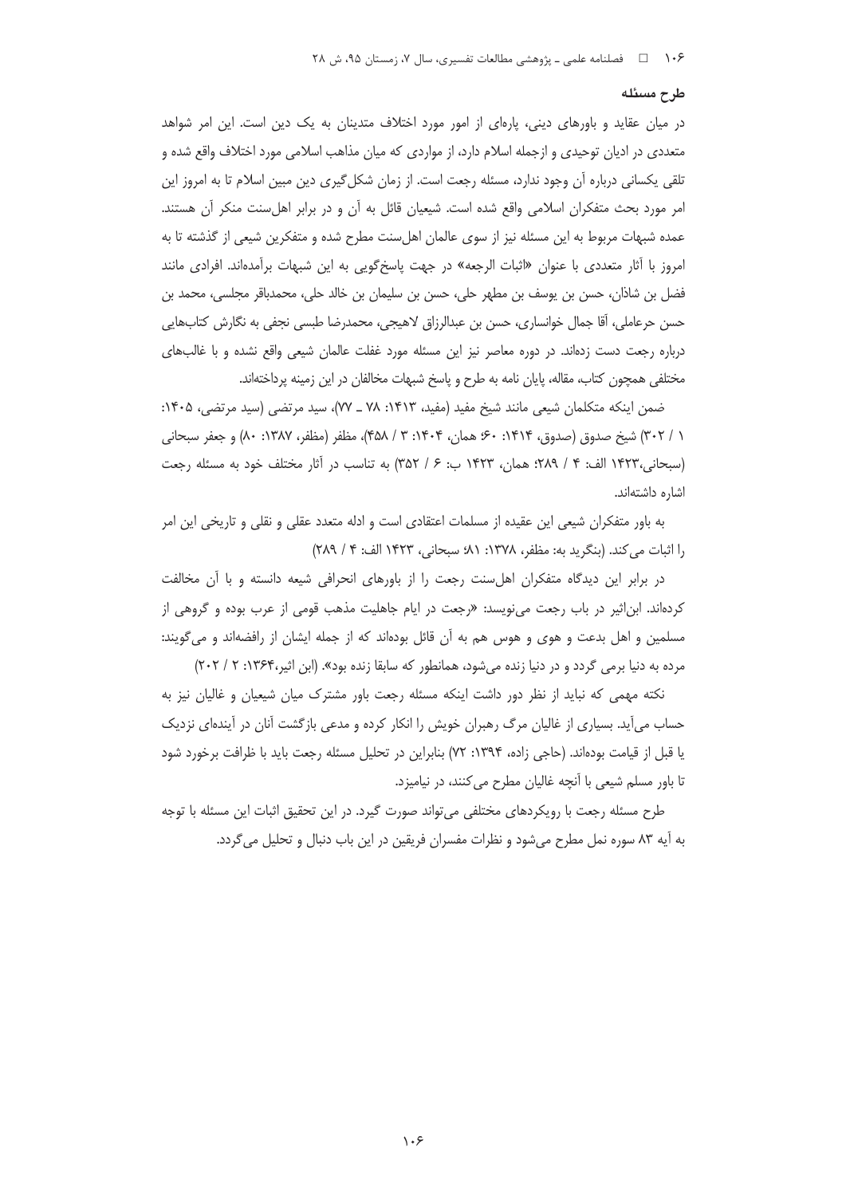## طرح مسئله

در میان عقاید و باورهای دینی، پاره‌ای از امور مورد اختلاف متدینان به یک دین است. این امر شواهد متعددی در ادیان توحیدی و ازجمله اسلام دارد، از مواردی که میان مذاهب اسلامی مورد اختلاف واقع شده و تلقی یکسانی درباره آن وجود ندارد، مسئله رجعت است. از زمان شکل‌گیری دین مبین اسلام تا به امروز این امر مورد بحث متفکران اسلامی واقع شده است. شیعیان قائل به آن و در برابر اهل‌سنت منکر آن هستند. عمده شبهات مربوط به این مسئله نیز از سوی عالمان اهل‌سنت مطرح شده و متفکرین شیعی از گذشته تا به امروز با آثار متعددی با عنوان «اثبات الرجعه» در جهت پاسخ‌گویی به این شبهات برآمده‌اند. افرادی مانند فضل بن شاذان، حسن بن یوسف بن مطهر حلی، حسن بن سلیمان بن خالد حلی، محمدباقر مجلسی، محمد بن حسن حرعاملی، آقا جمال خوانساری، حسن بن عبدالرزاق لاهیجی، محمدرضا طبسی نجفی به نگارش کتاب‌هایی درباره رجعت دست زده‌اند. در دوره معاصر نیز این مسئله مورد غفلت عالمان شیعی واقع نشده و با غالب‌های مختلفی همچون کتاب، مقاله، پایان نامه به طرح و پاسخ شبهات مخالفان در این زمینه پرداخته‌اند.

ضمن اینکه متکلمان شیعی مانند شیخ مفید (مفید، ۱۴۱۳: ۷۸ ـ ۷۷)، سید مرتضی (سید مرتضی، ۱۴۰۵: ۱ / ۳۰۲) شیخ صدوق (صدوق، ۱۴۱۴: ۶۰؛ همان، ۱۴۰۴: ۳ / ۴۵۸)، مظفر (مظفر، ۱۳۸۷: ۸۰) و جعفر سبحانی (سبحانی، ۱۴۲۳ الف: ۴ / ۲۸۹؛ همان، ۱۴۲۳ ب: ۶ / ۳۵۲) به تناسب در آثار مختلف خود به مسئله رجعت اشاره داشته‌اند.

به باور متفکران شیعی این عقیده از مسلمات اعتقادی است و ادله متعدد عقلی و نقلی و تاریخی این امر را اثبات می‌کند. (بنگرید به: مظفر، ۱۳۷۸: ۸۱؛ سبحانی، ۱۴۲۳ الف: ۴ / ۲۸۹)

در برابر این دیدگاه متفکران اهل‌سنت رجعت را از باورهای انحرافی شیعه دانسته و با آن مخالفت کرده‌اند. ابن‌اثیر در باب رجعت می‌نویسد: «رجعت در ایام جاهلیت مذهب قومی از عرب بوده و گروهی از مسلمین و اهل بدعت و هوی و هوس هم به آن قائل بوده‌اند که از جمله ایشان از رافضه‌اند و می‌گویند: مرده به دنیا برمی گردد و در دنیا زنده می‌شود، همانطور که سابقا زنده بود». (ابن اثیر، ۱۳۶۴: ۲ / ۲۰۲)

نکته مهمی که نباید از نظر دور داشت اینکه مسئله رجعت باور مشترک میان شیعیان و غالیان نیز به حساب می‌آید. بسیاری از غالیان مرگ رهبران خویش را انکار کرده و مدعی بازگشت آنان در آینده‌ای نزدیک یا قبل از قیامت بوده‌اند. (حاجی زاده، ۱۳۹۴: ۷۲) بنابراین در تحلیل مسئله رجعت باید با ظرافت برخورد شود تا باور مسلم شیعی با آنچه غالیان مطرح می‌کنند، در نیامیزد.

طرح مسئله رجعت با رویکردهای مختلفی می‌تواند صورت گیرد. در این تحقیق اثبات این مسئله با توجه به آیه ۸۳ سوره نمل مطرح می‌شود و نظرات مفسران فریقین در این باب دنبال و تحلیل می‌گردد.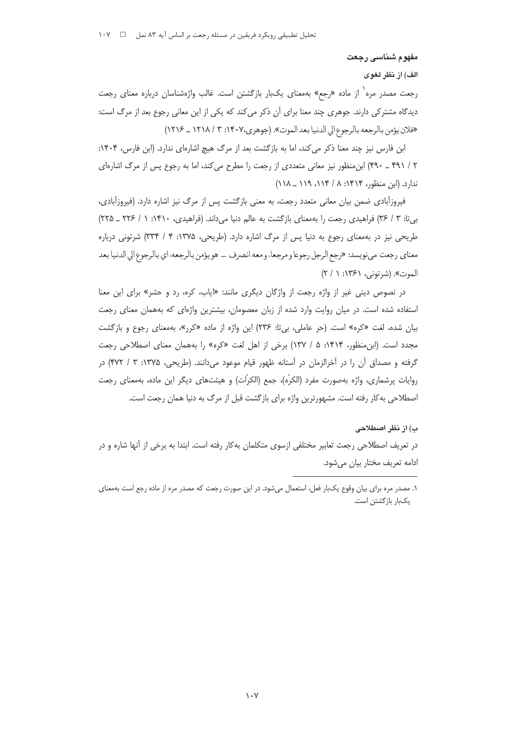## مفهوم شناسی رجعت

### الف) از نظر لغوی

رجعت مصدر مره[1] از ماده «رجع» به‌معنای یک‌بار بازگشتن است. غالب واژه‌شناسان درباره معنای رجعت دیدگاه مشترکی دارند. جوهری چند معنا برای آن ذکر می‌کند که یکی از این معانی رجوع بعد از مرگ است: «فلان یؤمن بالرجعه بالرجوع الی الدنیا بعد الموت». (جوهری،۱۴۰۷: ۳ / ۱۲۱۸ ـ ۱۲۱۶)

ابن فارس نیز چند معنا ذکر می‌کند، اما به بازگشت بعد از مرگ هیچ اشاره‌ای ندارد. (ابن فارس، ۱۴۰۴: ۲ / ۴۹۱ ـ ۴۹۰) ابن‌منظور نیز معانی متعددی از رجعت را مطرح می‌کند، اما به رجوع پس از مرگ اشاره‌ای ندارد. (ابن منظور، ۱۴۱۴: ۸ / ۱۱۴، ۱۱۹ ـ ۱۱۸)

فیروزآبادی ضمن بیان معانی متعدد رجعت، به معنی بازگشت پس از مرگ نیز اشاره دارد. (فیروزآبادی، بی‌تا: ۳ / ۳۶) فراهیدی رجعت را به‌معنای بازگشت به عالم دنیا می‌داند. (فراهیدی، ۱۴۱۰: ۱ / ۲۲۶ ـ ۲۲۵) طریحی نیز به‌معنای رجوع به دنیا پس از مرگ اشاره دارد. (طریحی، ۱۳۷۵: ۴ / ۳۳۴) شرتونی درباره معنای رجعت می‌نویسد: «رجع الرجل رجوعا و مرجعا، و معه انصرف ... هو یؤمن بالرجعه، ای بالرجوع الی الدنیا بعد الموت». (شرتونی، ۱۳۶۱: ۱ / ۲)

در نصوص دینی غیر از واژه رجعت از واژگان دیگری مانند: «ایاب، کره، رد و حشر» برای این معنا استفاده شده است. در میان روایت وارد شده از زبان معصومان، بیشترین واژه‌ای که به‌همان معنای رجعت بیان شده، لغت «کره» است. (حر عاملی، بی‌تا: ۲۳۶) این واژه از ماده «کرر»، به‌معنای رجوع و بازگشت مجدد است. (ابن‌منظور، ۱۴۱۴: ۵ / ۱۳۷) برخی از اهل لغت «کره» را به‌همان معنای اصطلاحی رجعت گرفته و مصداق آن را در آخرالزمان در آستانه ظهور قیام موعود می‌دانند. (طریحی، ۱۳۷۵: ۳ / ۴۷۲) در روایات پرشماری، واژه به‌صورت مفرد (الکرّه)، جمع (الکرّات) و هیئت‌های دیگر این ماده، به‌معنای رجعت اصطلاحی به‌کار رفته است. مشهورترین واژه برای بازگشت قبل از مرگ به دنیا همان رجعت است.

### ب) از نظر اصطلاحی

در تعریف اصطلاحی رجعت تعابیر مختلفی ازسوی متکلمان به‌کار رفته است. ابتدا به برخی از آنها شاره و در ادامه تعریف مختار بیان می‌شود.

---

[1] مصدر مره برای بیان وقوع یک‌بار فعل، استعمال می‌شود. در این صورت رجعت که مصدر مره از ماده رجع است به‌معنای یک‌بار بازگشتن است.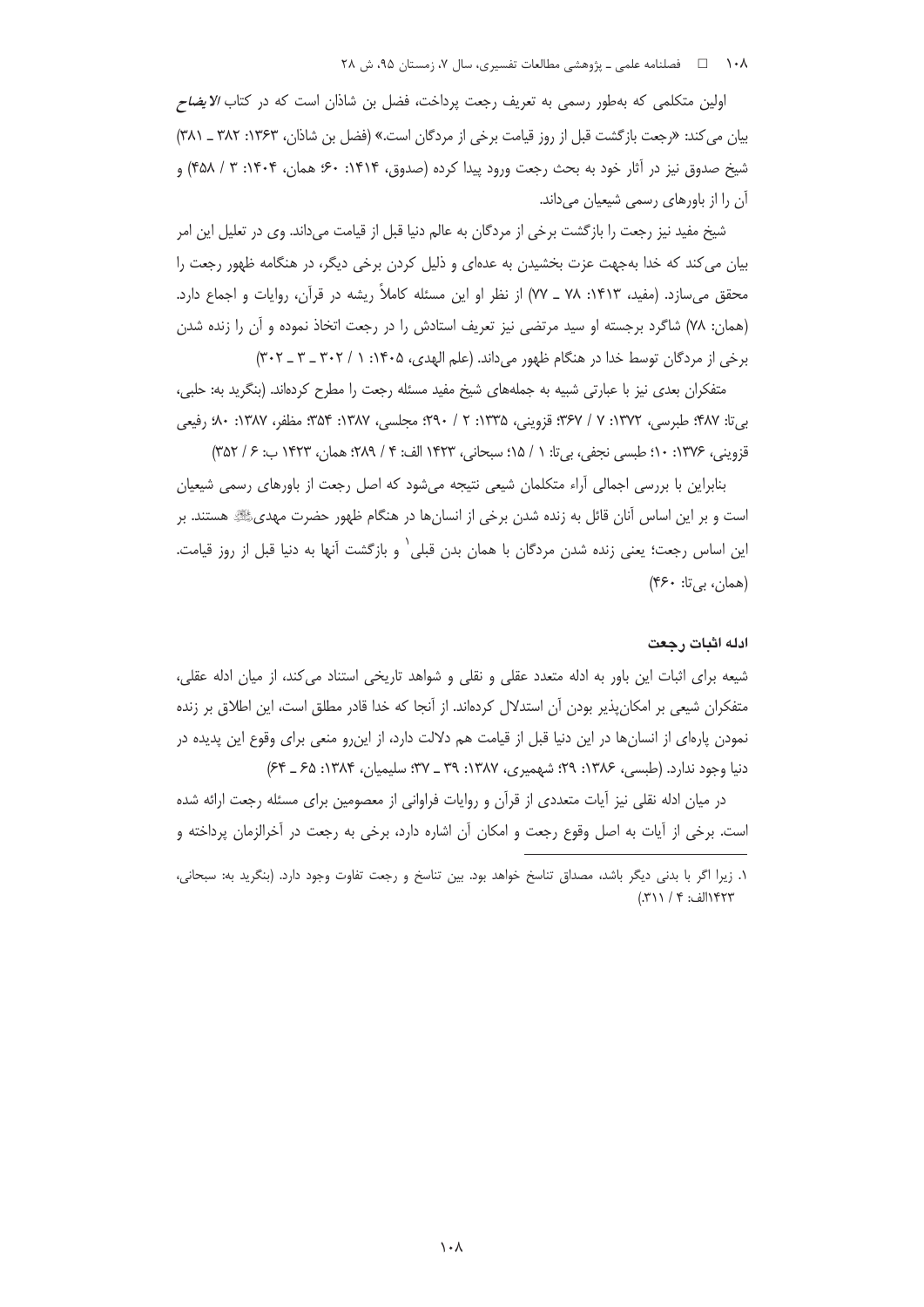اولین متکلمی که به‌طور رسمی به تعریف رجعت پرداخت، فضل بن شاذان است که در کتاب *الایضاح* بیان می‌کند: «رجعت بازگشت قبل از روز قیامت برخی از مردگان است.» (فضل بن شاذان، ۱۳۶۳: ۳۸۲ ـ ۳۸۱) شیخ صدوق نیز در آثار خود به بحث رجعت ورود پیدا کرده (صدوق، ۱۴۱۴: ۶۰؛ همان، ۱۴۰۴: ۳ / ۴۵۸) و آن را از باورهای رسمی شیعیان می‌داند.

شیخ مفید نیز رجعت را بازگشت برخی از مردگان به عالم دنیا قبل از قیامت می‌داند. وی در تعلیل این امر بیان می‌کند که خدا به‌جهت عزت بخشیدن به عده‌ای و ذلیل کردن برخی دیگر، در هنگامه ظهور رجعت را محقق می‌سازد. (مفید، ۱۴۱۳: ۷۸ ـ ۷۷) از نظر او این مسئله کاملاً ریشه در قرآن، روایات و اجماع دارد. (همان: ۷۸) شاگرد برجسته او سید مرتضی نیز تعریف استادش را در رجعت اتخاذ نموده و آن را زنده شدن برخی از مردگان توسط خدا در هنگام ظهور می‌داند. (علم الهدی، ۱۴۰۵: ۱ / ۳۰۲ ـ ۳ ـ ۳۰۲)

متفکران بعدی نیز با عبارتی شبیه به جمله‌های شیخ مفید مسئله رجعت را مطرح کرده‌اند. (بنگرید به: حلبی، بی‌تا: ۴۸۷؛ طبرسی، ۱۳۷۲: ۷ / ۳۶۷؛ قزوینی، ۱۳۳۵: ۲ / ۲۹۰؛ مجلسی، ۱۳۸۷: ۳۵۴؛ مظفر، ۱۳۸۷: ۸۰؛ رفیعی قزوینی، ۱۳۷۶: ۱۰؛ طبسی نجفی، بی‌تا: ۱ / ۱۵؛ سبحانی، ۱۴۲۳ الف: ۴ / ۲۸۹؛ همان، ۱۴۲۳ ب: ۶ / ۳۵۲)

بنابراین با بررسی اجمالی آراء متکلمان شیعی نتیجه می‌شود که اصل رجعت از باورهای رسمی شیعیان است و بر این اساس آنان قائل به زنده شدن برخی از انسان‌ها در هنگام ظهور حضرت مهدی﷼ هستند. بر این اساس رجعت؛ یعنی زنده شدن مردگان با همان بدن قبلی[1] و بازگشت آنها به دنیا قبل از روز قیامت. (همان، بی‌تا: ۴۶۰)

### ادله اثبات رجعت

شیعه برای اثبات این باور به ادله متعدد عقلی و نقلی و شواهد تاریخی استناد می‌کند، از میان ادله عقلی، متفکران شیعی بر امکان‌پذیر بودن آن استدلال کرده‌اند. از آنجا که خدا قادر مطلق است، این اطلاق بر زنده نمودن پاره‌ای از انسان‌ها در این دنیا قبل از قیامت هم دلالت دارد، از این‌رو منعی برای وقوع این پدیده در دنیا وجود ندارد. (طبسی، ۱۳۸۶: ۲۹؛ شهمیری، ۱۳۸۷: ۳۹ ـ ۳۷؛ سلیمیان، ۱۳۸۴: ۶۵ ـ ۶۴)

در میان ادله نقلی نیز آیات متعددی از قرآن و روایات فراوانی از معصومین برای مسئله رجعت ارائه شده است. برخی از آیات به اصل وقوع رجعت و امکان آن اشاره دارد، برخی به رجعت در آخرالزمان پرداخته و

---

۱. زیرا اگر با بدنی دیگر باشد، مصداق تناسخ خواهد بود. بین تناسخ و رجعت تفاوت وجود دارد. (بنگرید به: سبحانی، ۱۴۲۳الف: ۴ / ۳۱۱.)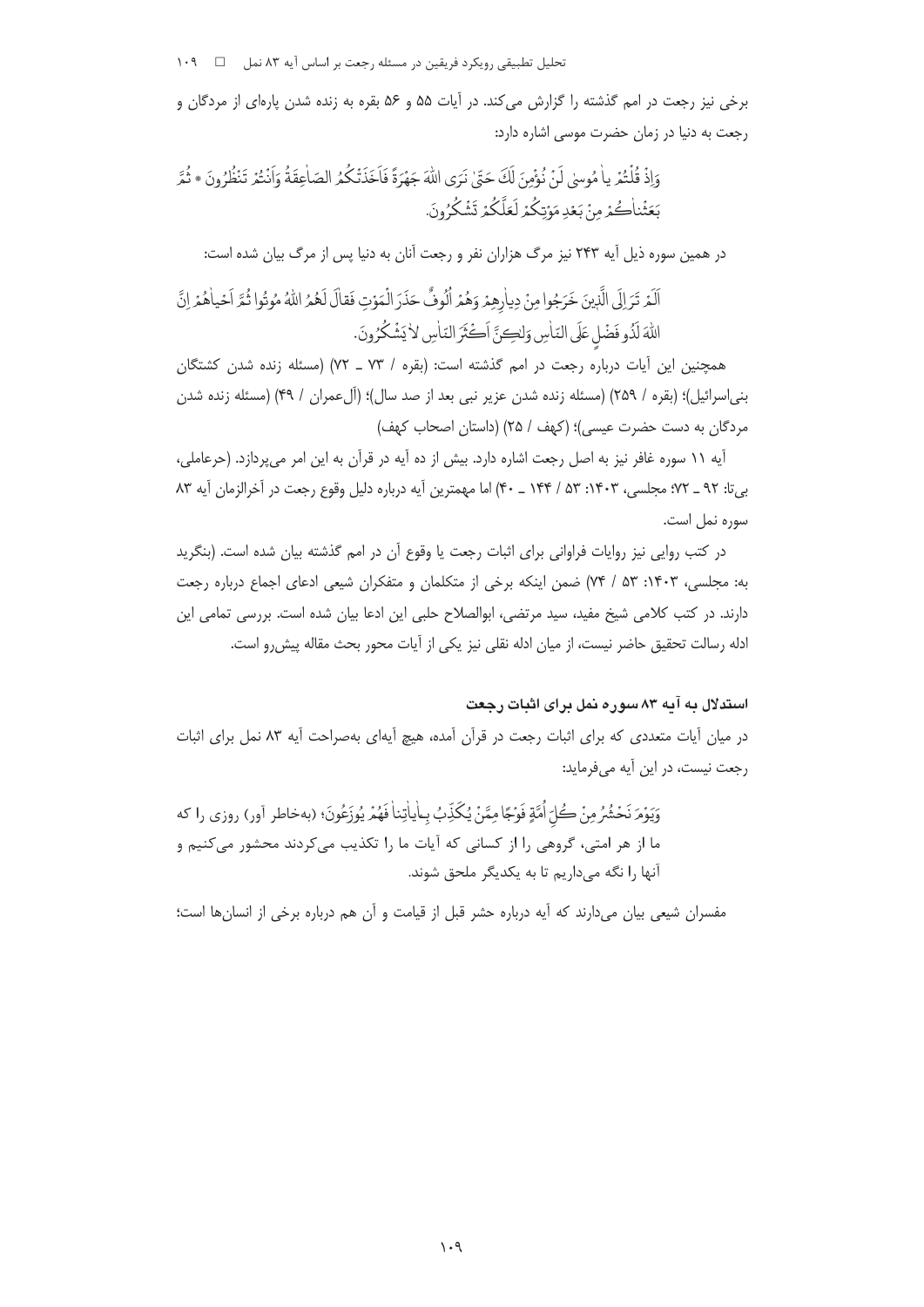برخی نیز رجعت در امم گذشته را گزارش می‌کند. در آیات ۵۵ و ۵۶ بقره به زنده شدن پاره‌ای از مردگان و رجعت به دنیا در زمان حضرت موسی اشاره دارد:

وَإِذْ قُلْتُمْ يا مُوسىٰ لَنْ نُؤْمِنَ لَكَ حَتّىٰ نَرَى اللهَ جَهْرَةً فَأَخَذَتْكُمُ الصّاعِقَةُ وَأَنْتُمْ تَنْظُرُونَ * ثُمَّ بَعَثْناكُمْ مِنْ بَعْدِ مَوْتِكُمْ لَعَلَّكُمْ تَشْكُرُونَ.

در همین سوره ذیل آیه ۲۴۳ نیز مرگ هزاران نفر و رجعت آنان به دنیا پس از مرگ بیان شده است:

اَلَمْ تَرَ إِلَى الَّذِينَ خَرَجُوا مِنْ دِيارِهِمْ وَهُمْ أُلُوفٌ حَذَرَ الْمَوْتِ فَقالَ لَهُمُ اللهُ مُوتُوا ثُمَّ أَحْياهُمْ إِنَّ اللهَ لَذُو فَضْلٍ عَلَى النّاسِ وَلٰكِنَّ أَكْثَرَ النّاسِ لا يَشْكُرُونَ.

همچنین این آیات درباره رجعت در امم گذشته است: (بقره / ۷۳ ـ ۷۲) (مسئله زنده شدن کشتگان بنی‌اسرائیل)؛ (بقره / ۲۵۹) (مسئله زنده شدن عزیر نبی بعد از صد سال)؛ (آل‌عمران / ۴۹) (مسئله زنده شدن مردگان به دست حضرت عیسی)؛ (کهف / ۲۵) (داستان اصحاب کهف)

آیه ۱۱ سوره غافر نیز به اصل رجعت اشاره دارد. بیش از ده آیه در قرآن به این امر می‌پردازد. (حرعاملی، بی‌تا: ۹۲ ـ ۷۲؛ مجلسی، ۱۴۰۳: ۵۳ / ۱۴۴ ـ ۴۰) اما مهمترین آیه درباره دلیل وقوع رجعت در آخرالزمان آیه ۸۳ سوره نمل است.

در کتب روایی نیز روایات فراوانی برای اثبات رجعت یا وقوع آن در امم گذشته بیان شده است. (بنگرید به: مجلسی، ۱۴۰۳: ۵۳ / ۷۴) ضمن اینکه برخی از متکلمان و متفکران شیعی ادعای اجماع درباره رجعت دارند. در کتب کلامی شیخ مفید، سید مرتضی، ابوالصلاح حلبی این ادعا بیان شده است. بررسی تمامی این ادله رسالت تحقیق حاضر نیست، از میان ادله نقلی نیز یکی از آیات محور بحث مقاله پیش‌رو است.

### استدلال به آیه ۸۳ سوره نمل برای اثبات رجعت

در میان آیات متعددی که برای اثبات رجعت در قرآن آمده، هیچ آیه‌ای به‌صراحت آیه ۸۳ نمل برای اثبات رجعت نیست، در این آیه می‌فرماید:

وَيَوْمَ نَحْشُرُ مِنْ كُلِّ أُمَّةٍ فَوْجًا مِمَّنْ يُكَذِّبُ بِآياتِنا فَهُمْ يُوزَعُونَ؛ (به‌خاطر آور) روزی را که ما از هر امتی، گروهی را از کسانی که آیات ما را تکذیب می‌کردند محشور می‌کنیم و آنها را نگه می‌داریم تا به یکدیگر ملحق شوند.

مفسران شیعی بیان می‌دارند که آیه درباره حشر قبل از قیامت و آن هم درباره برخی از انسان‌ها است؛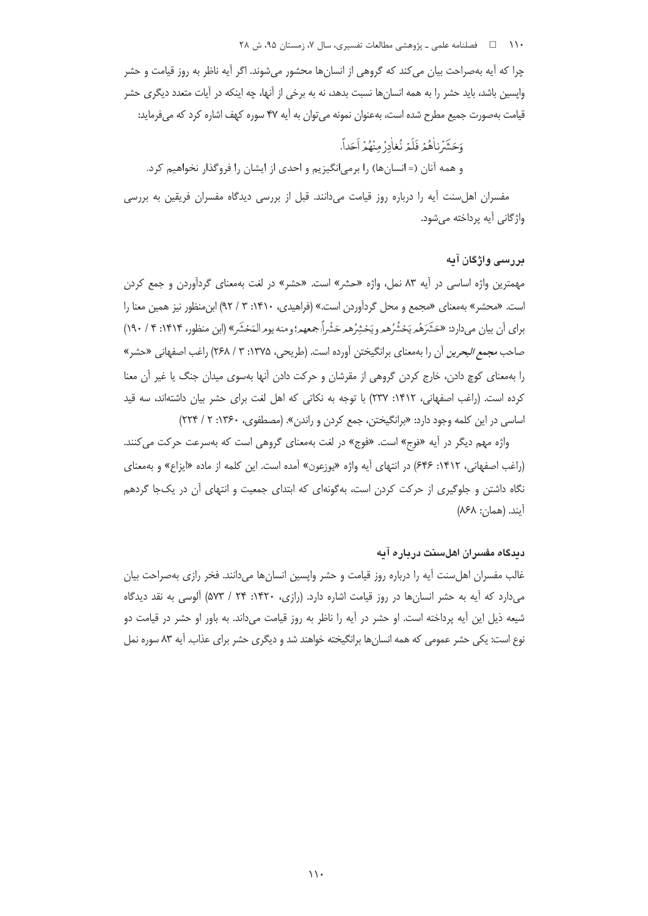چرا که آیه به‌صراحت بیان می‌کند که گروهی از انسان‌ها محشور می‌شوند. اگر آیه ناظر به روز قیامت و حشر واپسین باشد، باید حشر را به همه انسان‌ها نسبت بدهد، نه به برخی از آنها، چه اینکه در آیات متعدد دیگری حشر قیامت به‌صورت جمیع مطرح شده است، به‌عنوان نمونه می‌توان به آیه ۴۷ سوره کهف اشاره کرد که می‌فرماید:

وَحَشَرْناهُمْ فَلَمْ نُغادِرْ مِنْهُمْ اَحَداً.

و همه آنان (= انسان‌ها) را برمی‌انگیزیم و احدی از ایشان را فروگذار نخواهیم کرد.

مفسران اهل‌سنت آیه را درباره روز قیامت می‌دانند. قبل از بررسی دیدگاه مفسران فریقین به بررسی واژگانی آیه پرداخته می‌شود.

## بررسی واژگان آیه

مهمترین واژه اساسی در آیه ۸۳ نمل، واژه «حشر» است. «حشر» در لغت به‌معنای گردآوردن و جمع کردن است. «محشر» به‌معنای «مجمع و محل گردآوردن است.» (فراهیدی، ۱۴۱۰: ۳ / ۹۲) ابن‌منظور نیز همین معنا را برای آن بیان می‌دارد: «حَشَرَهُم یَحْشُرُهم ویَحشِرُهم حَشْراً: جمعهم؛ ومنه یوم المَحْشَر» (ابن منظور، ۱۴۱۴: ۴ / ۱۹۰) صاحب *مجمع البحرین* آن را به‌معنای برانگیختن آورده است. (طریحی، ۱۳۷۵: ۳ / ۲۶۸) راغب اصفهانی «حشر» را به‌معنای کوچ دادن، خارج کردن گروهی از مقرشان و حرکت دادن آنها به‌سوی میدان جنگ یا غیر آن معنا کرده است. (راغب اصفهانی، ۱۴۱۲: ۲۳۷) با توجه به نکاتی که اهل لغت برای حشر بیان داشته‌اند، سه قید اساسی در این کلمه وجود دارد: «برانگیختن، جمع کردن و راندن». (مصطفوی، ۱۳۶۰: ۲ / ۲۲۴)

واژه مهم دیگر در آیه «فوج» است. «فوج» در لغت به‌معنای گروهی است که به‌سرعت حرکت می‌کنند. (راغب اصفهانی، ۱۴۱۲: ۶۴۶) در انتهای آیه واژه «یوزعون» آمده است. این کلمه از ماده «ایزاع» و به‌معنای نگاه داشتن و جلوگیری از حرکت کردن است، به‌گونه‌ای که ابتدای جمعیت و انتهای آن در یک‌جا گردهم آیند. (همان: ۸۶۸)

## دیدگاه مفسران اهل‌سنت درباره آیه

غالب مفسران اهل‌سنت آیه را درباره روز قیامت و حشر واپسین انسان‌ها می‌دانند. فخر رازی به‌صراحت بیان می‌دارد که آیه به حشر انسان‌ها در روز قیامت اشاره دارد. (رازی، ۱۴۲۰: ۲۴ / ۵۷۳) آلوسی به نقد دیدگاه شیعه ذیل این آیه پرداخته است. او حشر در آیه را ناظر به روز قیامت می‌داند. به باور او حشر در قیامت دو نوع است: یکی حشر عمومی که همه انسان‌ها برانگیخته خواهند شد و دیگری حشر برای عذاب. آیه ۸۳ سوره نمل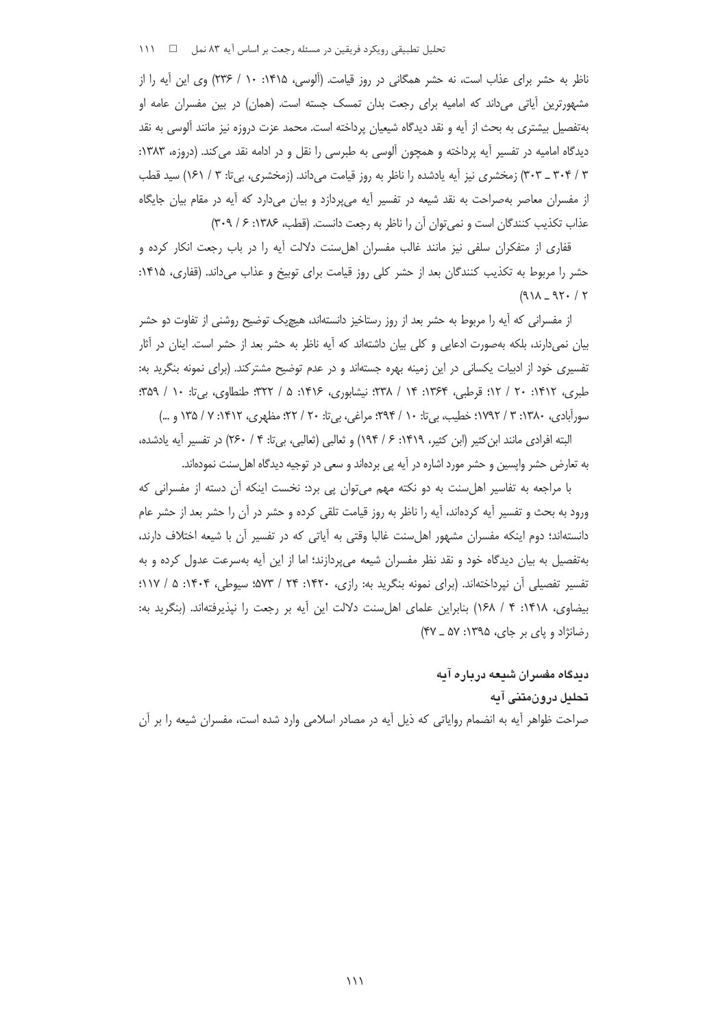ناظر به حشر برای عذاب است، نه حشر همگانی در روز قیامت. (آلوسی، ۱۴۱۵: ۱۰ / ۲۳۶) وی این آیه را از مشهورترین آیاتی می‌داند که امامیه برای رجعت بدان تمسک جسته است. (همان) در بین مفسران عامه او به‌تفصیل بیشتری به بحث از آیه و نقد دیدگاه شیعیان پرداخته است. محمد عزت دروزه نیز مانند آلوسی به نقد دیدگاه امامیه در تفسیر آیه پرداخته و همچون آلوسی به طبرسی را نقل و در ادامه نقد می‌کند. (دروزه، ۱۳۸۳: ۳ / ۳۰۴ ـ ۳۰۳) زمخشری نیز آیه یادشده را ناظر به روز قیامت می‌داند. (زمخشری، بی‌تا: ۳ / ۱۶۱) سید قطب از مفسران معاصر به‌صراحت به نقد شیعه در تفسیر آیه می‌پردازد و بیان می‌دارد که آیه در مقام بیان جایگاه عذاب تکذیب کنندگان است و نمی‌توان آن را ناظر به رجعت دانست. (قطب، ۱۳۸۶: ۶ / ۳۰۹)

قفاری از متفکران سلفی نیز مانند غالب مفسران اهل‌سنت دلالت آیه را در باب رجعت انکار کرده و حشر را مربوط به تکذیب کنندگان بعد از حشر کلی روز قیامت برای توبیخ و عذاب می‌داند. (قفاری، ۱۴۱۵: ۲ / ۹۲۰ ـ ۹۱۸)

از مفسرانی که آیه را مربوط به حشر بعد از روز رستاخیز دانسته‌اند، هیچ‌یک توضیح روشنی از تفاوت دو حشر بیان نمی‌دارند، بلکه به‌صورت ادعایی و کلی بیان داشته‌اند که آیه ناظر به حشر بعد از حشر است. اینان در آثار تفسیری خود از ادبیات یکسانی در این زمینه بهره جسته‌اند و در عدم توضیح مشترکند. (برای نمونه بنگرید به: طبری، ۱۴۱۲: ۲۰ / ۱۲؛ قرطبی، ۱۳۶۴: ۱۴ / ۲۳۸؛ نیشابوری، ۱۴۱۶: ۵ / ۳۲۲؛ طنطاوی، بی‌تا: ۱۰ / ۳۵۹؛ سورآبادی، ۱۳۸۰: ۳ / ۱۷۹۲؛ خطیب، بی‌تا: ۱۰ / ۲۹۴؛ مراغی، بی‌تا: ۲۰ / ۲۲؛ مظهری، ۱۴۱۲: ۷ / ۱۳۵ و ...)

البته افرادی مانند ابن‌کثیر (ابن کثیر، ۱۴۱۹: ۶ / ۱۹۴) و ثعالبی (ثعالبی، بی‌تا: ۴ / ۲۶۰) در تفسیر آیه یادشده، به تعارض حشر واپسین و حشر مورد اشاره در آیه پی برده‌اند و سعی در توجیه دیدگاه اهل‌سنت نموده‌اند.

با مراجعه به تفاسیر اهل‌سنت به دو نکته مهم می‌توان پی برد: نخست اینکه آن دسته از مفسرانی که ورود به بحث و تفسیر آیه کرده‌اند، آیه را ناظر به روز قیامت تلقی کرده و حشر در آن را حشر بعد از حشر عام دانسته‌اند؛ دوم اینکه مفسران مشهور اهل‌سنت غالبا وقتی به آیاتی که در تفسیر آن با شیعه اختلاف دارند، به‌تفصیل به بیان دیدگاه خود و نقد نظر مفسران شیعه می‌پردازند؛ اما از این آیه به‌سرعت عدول کرده و به تفسیر تفصیلی آن نپرداخته‌اند. (برای نمونه بنگرید به: رازی، ۱۴۲۰: ۲۴ / ۵۷۳؛ سیوطی، ۱۴۰۴: ۵ / ۱۱۷؛ بیضاوی، ۱۴۱۸: ۴ / ۱۶۸) بنابراین علمای اهل‌سنت دلالت این آیه بر رجعت را نپذیرفته‌اند. (بنگرید به: رضانژاد و پای بر جای، ۱۳۹۵: ۵۷ ـ ۴۷)

### دیدگاه مفسران شیعه درباره آیه

#### تحلیل درون‌متنی آیه

صراحت ظواهر آیه به انضمام روایاتی که ذیل آیه در مصادر اسلامی وارد شده است، مفسران شیعه را بر آن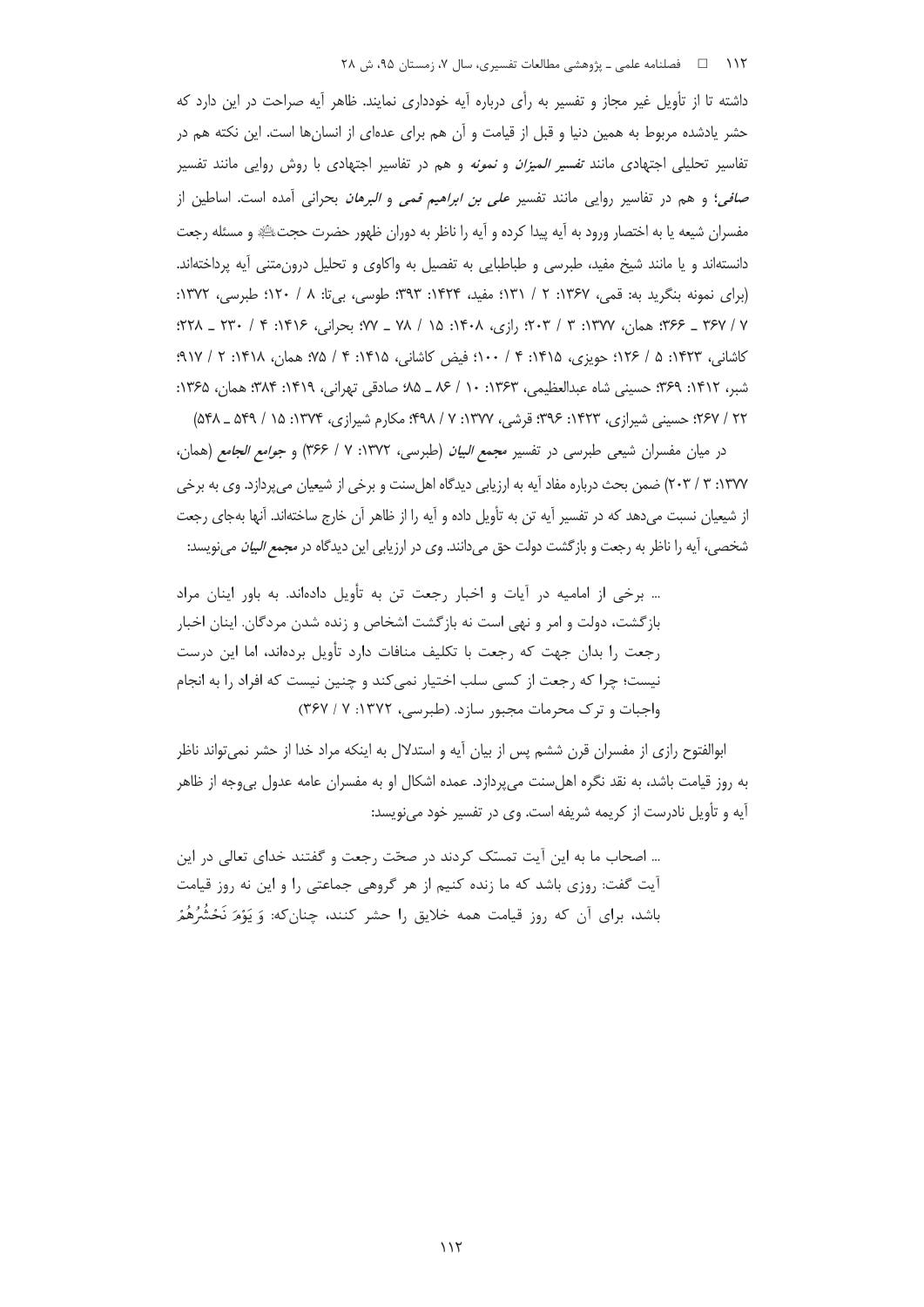داشته تا از تأویل غیر مجاز و تفسیر به رأی درباره آیه خودداری نمایند. ظاهر آیه صراحت در این دارد که حشر یادشده مربوط به همین دنیا و قبل از قیامت و آن هم برای عده‌ای از انسان‌ها است. این نکته هم در تفاسیر تحلیلی اجتهادی مانند *تفسیر المیزان* و *نمونه* و هم در تفاسیر اجتهادی با روش روایی مانند تفسیر *صافی*؛ و هم در تفاسیر روایی مانند تفسیر *علی بن ابراهیم قمی* و *البرهان* بحرانی آمده است. اساطین از مفسران شیعه یا به اختصار ورود به آیه پیدا کرده و آیه را ناظر به دوران ظهور حضرت حجت و مسئله رجعت دانسته‌اند و یا مانند شیخ مفید، طبرسی و طباطبایی به تفصیل به واکاوی و تحلیل درون‌متنی آیه پرداخته‌اند. (برای نمونه بنگرید به: قمی، ۱۳۶۷: ۲ / ۱۳۱؛ مفید، ۱۴۲۴: ۳۹۳؛ طوسی، بی‌تا: ۸ / ۱۲۰؛ طبرسی، ۱۳۷۲: ۷ / ۳۶۷ ـ ۳۶۶؛ همان، ۱۳۷۷: ۳ / ۲۰۳؛ رازی، ۱۴۰۸: ۱۵ / ۷۸ ـ ۷۷؛ بحرانی، ۱۴۱۶: ۴ / ۲۳۰ ـ ۲۲۸؛ کاشانی، ۱۴۲۳: ۵ / ۱۲۶؛ حویزی، ۱۴۱۵: ۴ / ۱۰۰؛ فیض کاشانی، ۱۴۱۵: ۴ / ۷۵؛ همان، ۱۴۱۸: ۲ / ۹۱۷؛ شبر، ۱۴۱۲: ۳۶۹؛ حسینی شاه عبدالعظیمی، ۱۳۶۳: ۱۰ / ۸۶ ـ ۸۵؛ صادقی تهرانی، ۱۴۱۹: ۳۸۴؛ همان، ۱۳۶۵: ۲۲ / ۲۶۷؛ حسینی شیرازی، ۱۴۲۳: ۳۹۶؛ قرشی، ۱۳۷۷: ۷ / ۴۹۸؛ مکارم شیرازی، ۱۳۷۴: ۱۵ / ۵۴۹ ـ ۵۴۸)

در میان مفسران شیعی طبرسی در تفسیر *مجمع البیان* (طبرسی، ۱۳۷۲: ۷ / ۳۶۶) و *جوامع الجامع* (همان، ۱۳۷۷: ۳ / ۲۰۳) ضمن بحث درباره مفاد آیه به ارزیابی دیدگاه اهل‌سنت و برخی از شیعیان می‌پردازد. وی به برخی از شیعیان نسبت می‌دهد که در تفسیر آیه تن به تأویل داده و آیه را از ظاهر آن خارج ساخته‌اند. آنها به‌جای رجعت شخصی، آیه را ناظر به رجعت و بازگشت دولت حق می‌دانند. وی در ارزیابی این دیدگاه در *مجمع البیان* می‌نویسد:

> ... برخی از امامیه در آیات و اخبار رجعت تن به تأویل داده‌اند. به باور اینان مراد بازگشت، دولت و امر و نهی است نه بازگشت اشخاص و زنده شدن مردگان. اینان اخبار رجعت را بدان جهت که رجعت با تکلیف منافات دارد تأویل برده‌اند، اما این درست نیست؛ چرا که رجعت از کسی سلب اختیار نمی‌کند و چنین نیست که افراد را به انجام واجبات و ترک محرمات مجبور سازد. (طبرسی، ۱۳۷۲: ۷ / ۳۶۷)

ابوالفتوح رازی از مفسران قرن ششم پس از بیان آیه و استدلال به اینکه مراد خدا از حشر نمی‌تواند ناظر به روز قیامت باشد، به نقد نگره اهل‌سنت می‌پردازد. عمده اشکال او به مفسران عامه عدول بی‌وجه از ظاهر آیه و تأویل نادرست از کریمه شریفه است. وی در تفسیر خود می‌نویسد:

> ... اصحاب ما به این آیت تمسّک کردند در صحّت رجعت و گفتند خدای تعالی در این آیت گفت: روزی باشد که ما زنده کنیم از هر گروهی جماعتی را و این نه روز قیامت باشد، برای آن که روز قیامت همه خلایق را حشر کنند، چنان‌که: وَ يَوْمَ نَحْشُرُهُمْ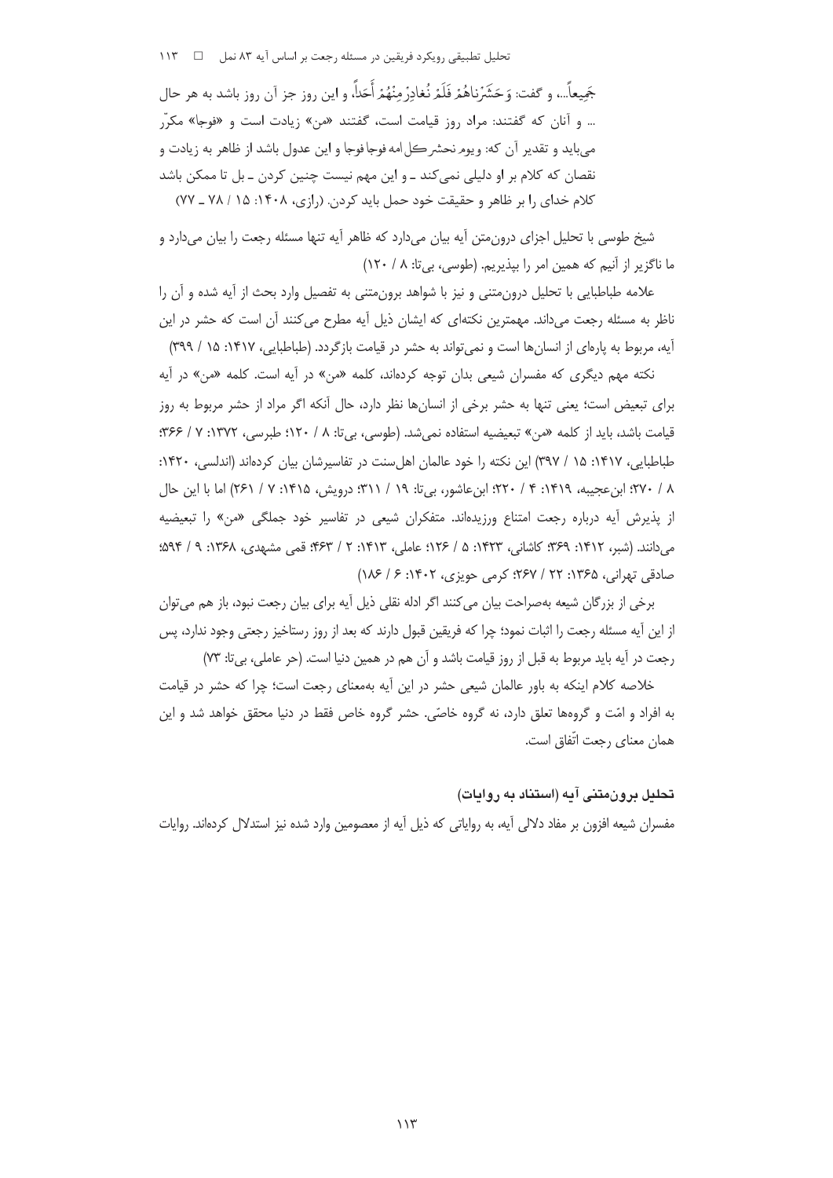جَمِیعاً...، و گفت: وَحَشَرْناهُمْ فَلَمْ نُغادِرْ مِنْهُمْ أَحَداً، و این روز جز آن روز باشد به هر حال ... و آنان که گفتند: مراد روز قیامت است، گفتند «من» زیادت است و «فوجا» مکرّر می‌باید و تقدیر آن که: ویوم نحشر کل امه فوجا فوجا و این عدول باشد از ظاهر به زیادت و نقصان که کلام بر او دلیلی نمی‌کند ـ و این مهم نیست چنین کردن ـ بل تا ممکن باشد کلام خدای را بر ظاهر و حقیقت خود حمل باید کردن. (رازی، ۱۴۰۸: ۱۵ / ۷۸ ـ ۷۷)

شیخ طوسی با تحلیل اجزای درون‌متن آیه بیان می‌دارد که ظاهر آیه تنها مسئله رجعت را بیان می‌دارد و ما ناگزیر از آنیم که همین امر را بپذیریم. (طوسی، بی‌تا: ۸ / ۱۲۰)

علامه طباطبایی با تحلیل درون‌متنی و نیز با شواهد برون‌متنی به تفصیل وارد بحث از آیه شده و آن را ناظر به مسئله رجعت می‌داند. مهمترین نکته‌ای که ایشان ذیل آیه مطرح می‌کنند آن است که حشر در این آیه، مربوط به پاره‌ای از انسان‌ها است و نمی‌تواند به حشر در قیامت بازگردد. (طباطبایی، ۱۴۱۷: ۱۵ / ۳۹۹)

نکته مهم دیگری که مفسران شیعی بدان توجه کرده‌اند، کلمه «من» در آیه است. کلمه «من» در آیه برای تبعیض است؛ یعنی تنها به حشر برخی از انسان‌ها نظر دارد، حال آنکه اگر مراد از حشر مربوط به روز قیامت باشد، باید از کلمه «من» تبعیضیه استفاده نمی‌شد. (طوسی، بی‌تا: ۸ / ۱۲۰؛ طبرسی، ۱۳۷۲: ۷ / ۳۶۶؛ طباطبایی، ۱۴۱۷: ۱۵ / ۳۹۷) این نکته را خود عالمان اهل‌سنت در تفاسیرشان بیان کرده‌اند (اندلسی، ۱۴۲۰: ۸ / ۲۷۰؛ ابن‌عجیبه، ۱۴۱۹: ۴ / ۲۲۰؛ ابن‌عاشور، بی‌تا: ۱۹ / ۳۱۱؛ درویش، ۱۴۱۵: ۷ / ۲۶۱) اما با این حال از پذیرش آیه درباره رجعت امتناع ورزیده‌اند. متفکران شیعی در تفاسیر خود جملگی «من» را تبعیضیه می‌دانند. (شبر، ۱۴۱۲: ۳۶۹؛ کاشانی، ۱۴۲۳: ۵ / ۱۲۶؛ عاملی، ۱۴۱۳: ۲ / ۴۶۳؛ قمی مشهدی، ۱۳۶۸: ۹ / ۵۹۴؛ صادقی تهرانی، ۱۳۶۵: ۲۲ / ۲۶۷؛ کرمی حویزی، ۱۴۰۲: ۶ / ۱۸۶)

برخی از بزرگان شیعه به‌صراحت بیان می‌کنند اگر ادله نقلی ذیل آیه برای بیان رجعت نبود، باز هم می‌توان از این آیه مسئله رجعت را اثبات نمود؛ چرا که فریقین قبول دارند که بعد از روز رستاخیز رجعتی وجود ندارد، پس رجعت در آیه باید مربوط به قبل از روز قیامت باشد و آن هم در همین دنیا است. (حر عاملی، بی‌تا: ۷۳)

خلاصه کلام اینکه به باور عالمان شیعی حشر در این آیه به‌معنای رجعت است؛ چرا که حشر در قیامت به افراد و امّت و گروه‌ها تعلق دارد، نه گروه خاصّی. حشر گروه خاص فقط در دنیا محقق خواهد شد و این همان معنای رجعت اتّفاق است.

### تحلیل برون‌متنی آیه (استناد به روایات)

مفسران شیعه افزون بر مفاد دلالی آیه، به روایاتی که ذیل آیه از معصومین وارد شده نیز استدلال کرده‌اند. روایات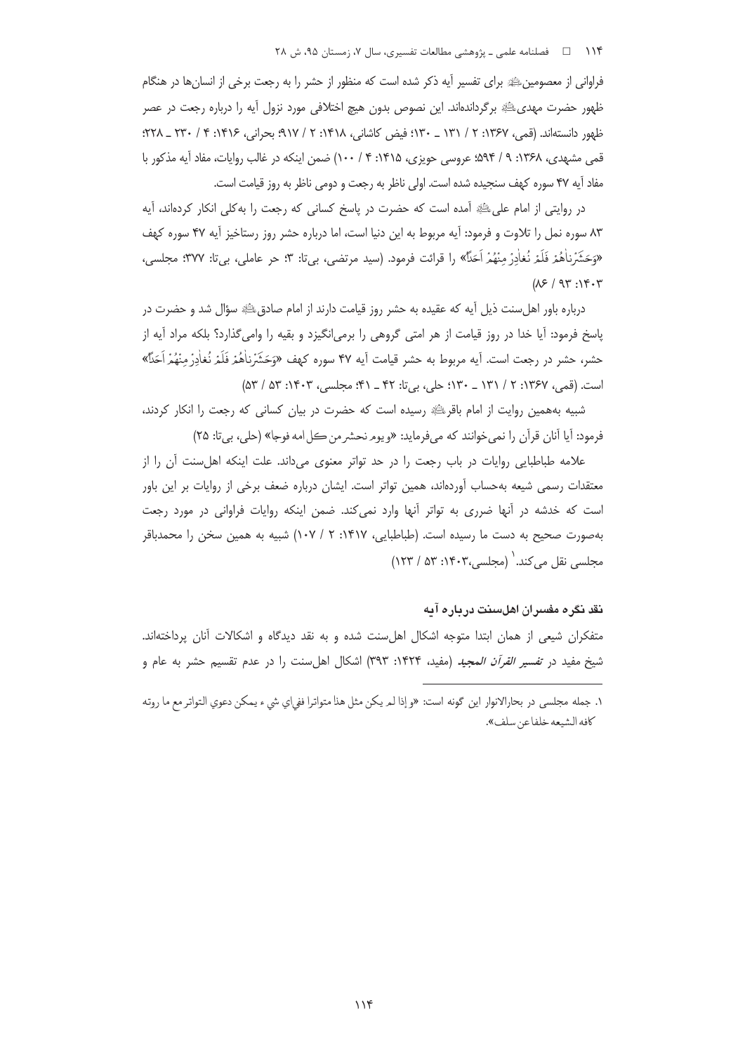فراوانی از معصومین علیهم السلام برای تفسیر آیه ذکر شده است که منظور از حشر را به رجعت برخی از انسان‌ها در هنگام ظهور حضرت مهدی علیه السلام برگردانده‌اند. این نصوص بدون هیچ اختلافی مورد نزول آیه را درباره رجعت در عصر ظهور دانسته‌اند. (قمی، ۱۳۶۷: ۲ / ۱۳۱ ـ ۱۳۰؛ فیض کاشانی، ۱۴۱۸: ۲ / ۹۱۷؛ بحرانی، ۱۴۱۶: ۴ / ۲۳۰ ـ ۲۲۸؛ قمی مشهدی، ۱۳۶۸: ۹ / ۵۹۴؛ عروسی حویزی، ۱۴۱۵: ۴ / ۱۰۰) ضمن اینکه در غالب روایات، مفاد آیه مذکور با مفاد آیه ۴۷ سوره کهف سنجیده شده است. اولی ناظر به رجعت و دومی ناظر به روز قیامت است.

در روایتی از امام علی علیه السلام آمده است که حضرت در پاسخ کسانی که رجعت را به‌کلی انکار کرده‌اند، آیه ۸۳ سوره نمل را تلاوت و فرمود: آیه مربوط به این دنیا است، اما درباره حشر روز رستاخیز آیه ۴۷ سوره کهف «وَحَشَرْنَاهُمْ فَلَمْ نُغَادِرْ مِنْهُمْ أَحَدًا» را قرائت فرمود. (سید مرتضی، بی‌تا: ۳؛ حر عاملی، بی‌تا: ۳۷۷؛ مجلسی، ۱۴۰۳: ۹۳ / ۸۶)

درباره باور اهل‌سنت ذیل آیه که عقیده به حشر روز قیامت دارند از امام صادق علیه السلام سؤال شد و حضرت در پاسخ فرمود: آیا خدا در روز قیامت از هر امتی گروهی را برمی‌انگیزد و بقیه را وامی‌گذارد؟ بلکه مراد آیه از حشر، حشر در رجعت است. آیه مربوط به حشر قیامت آیه ۴۷ سوره کهف «وَحَشَرْنَاهُمْ فَلَمْ نُغَادِرْ مِنْهُمْ أَحَدًا» است. (قمی، ۱۳۶۷: ۲ / ۱۳۱ ـ ۱۳۰؛ حلی، بی‌تا: ۴۲ ـ ۴۱؛ مجلسی، ۱۴۰۳: ۵۳ / ۵۳)

شبیه به‌همین روایت از امام باقر علیه السلام رسیده است که حضرت در بیان کسانی که رجعت را انکار کردند، فرمود: آیا آنان قرآن را نمی‌خوانند که می‌فرماید: «و یوم نحشر من کل امه فوجا» (حلی، بی‌تا: ۲۵)

علامه طباطبایی روایات در باب رجعت را در حد تواتر معنوی می‌داند. علت اینکه اهل‌سنت آن را از معتقدات رسمی شیعه به‌حساب آورده‌اند، همین تواتر است. ایشان درباره ضعف برخی از روایات بر این باور است که خدشه در آنها ضرری به تواتر آنها وارد نمی‌کند. ضمن اینکه روایات فراوانی در مورد رجعت به‌صورت صحیح به دست ما رسیده است. (طباطبایی، ۱۴۱۷: ۲ / ۱۰۷) شبیه به همین سخن را محمدباقر مجلسی نقل می‌کند.[۱] (مجلسی،۱۴۰۳: ۵۳ / ۱۲۳)

## نقد نگره مفسران اهل‌سنت درباره آیه

متفکران شیعی از همان ابتدا متوجه اشکال اهل‌سنت شده و به نقد دیدگاه و اشکالات آنان پرداخته‌اند. شیخ مفید در *تفسیر القرآن المجید* (مفید، ۱۴۲۴: ۳۹۳) اشکال اهل‌سنت را در عدم تقسیم حشر به عام و

---

۱. جمله مجلسی در بحارالانوار این گونه است: «و إذا لم یکن مثل هذا متواترا ففي اي شي ء یمکن دعوي التواتر مع ما روته کافه الشیعه خلفا عن سلف».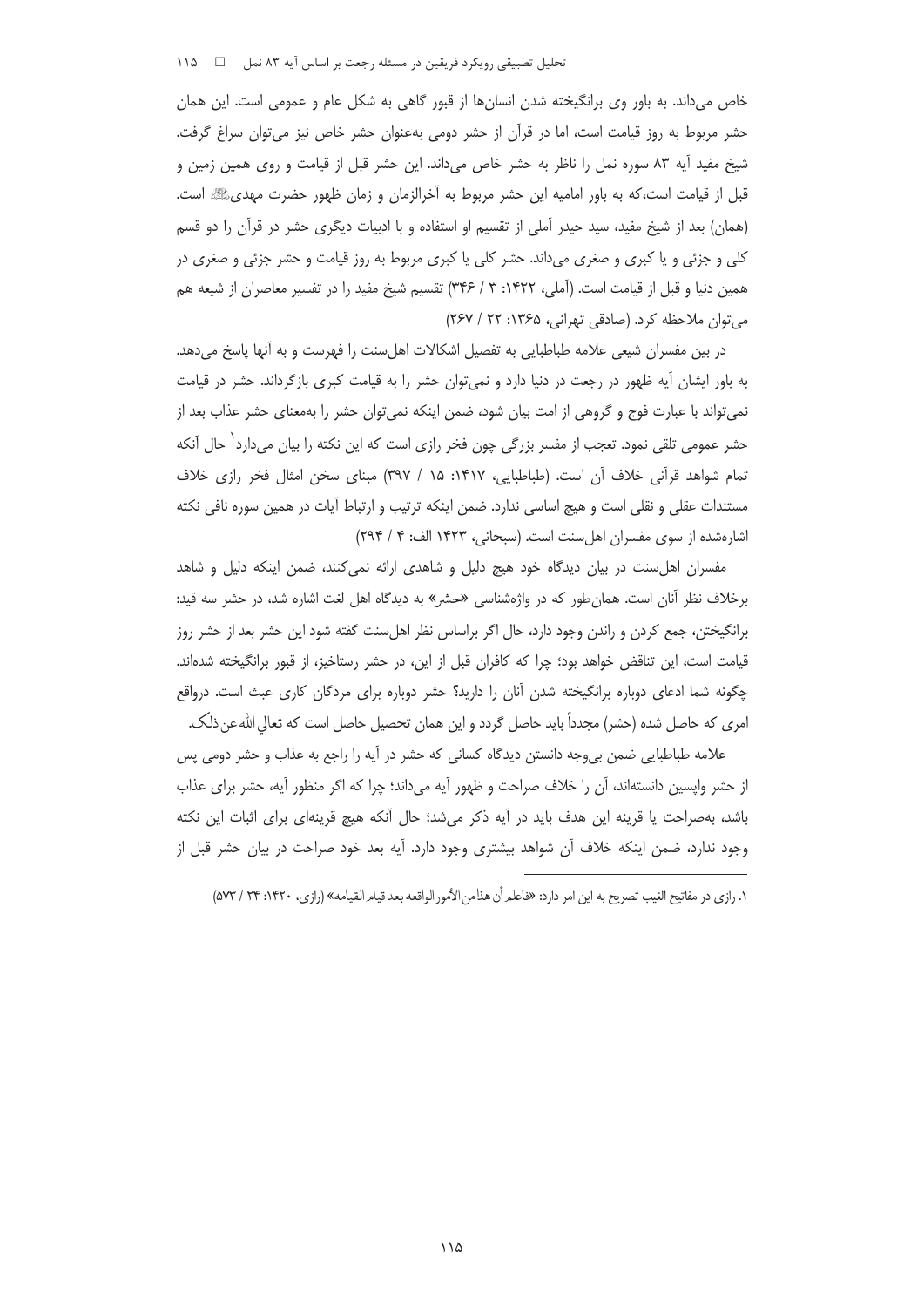خاص می‌داند. به باور وی برانگیخته شدن انسان‌ها از قبور گاهی به شکل عام و عمومی است. این همان حشر مربوط به روز قیامت است، اما در قرآن از حشر دومی به‌عنوان حشر خاص نیز می‌توان سراغ گرفت. شیخ مفید آیه ۸۳ سوره نمل را ناظر به حشر خاص می‌داند. این حشر قبل از قیامت و روی همین زمین و قبل از قیامت است،که به باور امامیه این حشر مربوط به آخرالزمان و زمان ظهور حضرت مهدی ﷺ است. (همان) بعد از شیخ مفید، سید حیدر آملی از تقسیم او استفاده و با ادبیات دیگری حشر در قرآن را دو قسم کلی و جزئی و یا کبری و صغری می‌داند. حشر کلی یا کبری مربوط به روز قیامت و حشر جزئی و صغری در همین دنیا و قبل از قیامت است. (آملی، ۱۴۲۲: ۳ / ۳۴۶) تقسیم شیخ مفید را در تفسیر معاصران از شیعه هم می‌توان ملاحظه کرد. (صادقی تهرانی، ۱۳۶۵: ۲۲ / ۲۶۷)

در بین مفسران شیعی علامه طباطبایی به تفصیل اشکالات اهل‌سنت را فهرست و به آنها پاسخ می‌دهد. به باور ایشان آیه ظهور در رجعت در دنیا دارد و نمی‌توان حشر را به قیامت کبری بازگرداند. حشر در قیامت نمی‌تواند با عبارت فوج و گروهی از امت بیان شود، ضمن اینکه نمی‌توان حشر را به‌معنای حشر عذاب بعد از حشر عمومی تلقی نمود. تعجب از مفسر بزرگی چون فخر رازی است که این نکته را بیان می‌دارد[1] حال آنکه تمام شواهد قرآنی خلاف آن است. (طباطبایی، ۱۴۱۷: ۱۵ / ۳۹۷) مبنای سخن امثال فخر رازی خلاف مستندات عقلی و نقلی است و هیچ اساسی ندارد. ضمن اینکه ترتیب و ارتباط آیات در همین سوره نافی نکته اشاره‌شده از سوی مفسران اهل‌سنت است. (سبحانی، ۱۴۲۳ الف: ۴ / ۲۹۴)

مفسران اهل‌سنت در بیان دیدگاه خود هیچ دلیل و شاهدی ارائه نمی‌کنند، ضمن اینکه دلیل و شاهد برخلاف نظر آنان است. همان‌طور که در واژه‌شناسی «حشر» به دیدگاه اهل لغت اشاره شد، در حشر سه قید: برانگیختن، جمع کردن و راندن وجود دارد، حال اگر براساس نظر اهل‌سنت گفته شود این حشر بعد از حشر روز قیامت است، این تناقض خواهد بود؛ چرا که کافران قبل از این، در حشر رستاخیز، از قبور برانگیخته شده‌اند. چگونه شما ادعای دوباره برانگیخته شدن آنان را دارید؟ حشر دوباره برای مردگان کاری عبث است. درواقع امری که حاصل شده (حشر) مجدداً باید حاصل گردد و این همان تحصیل حاصل است که تعالی الله عن ذلک.

علامه طباطبایی ضمن بی‌وجه دانستن دیدگاه کسانی که حشر در آیه را راجع به عذاب و حشر دومی پس از حشر واپسین دانسته‌اند، آن را خلاف صراحت و ظهور آیه می‌داند؛ چرا که اگر منظور آیه، حشر برای عذاب باشد، به‌صراحت یا قرینه این هدف باید در آیه ذکر می‌شد؛ حال آنکه هیچ قرینه‌ای برای اثبات این نکته وجود ندارد، ضمن اینکه خلاف آن شواهد بیشتری وجود دارد. آیه بعد خود صراحت در بیان حشر قبل از

---

۱. رازی در مفاتیح الغیب تصریح به این امر دارد: «فاعلم أن هذا من الأمور الواقعه بعد قیام القیامه» (رازی، ۱۴۲۰: ۲۴ / ۵۷۳)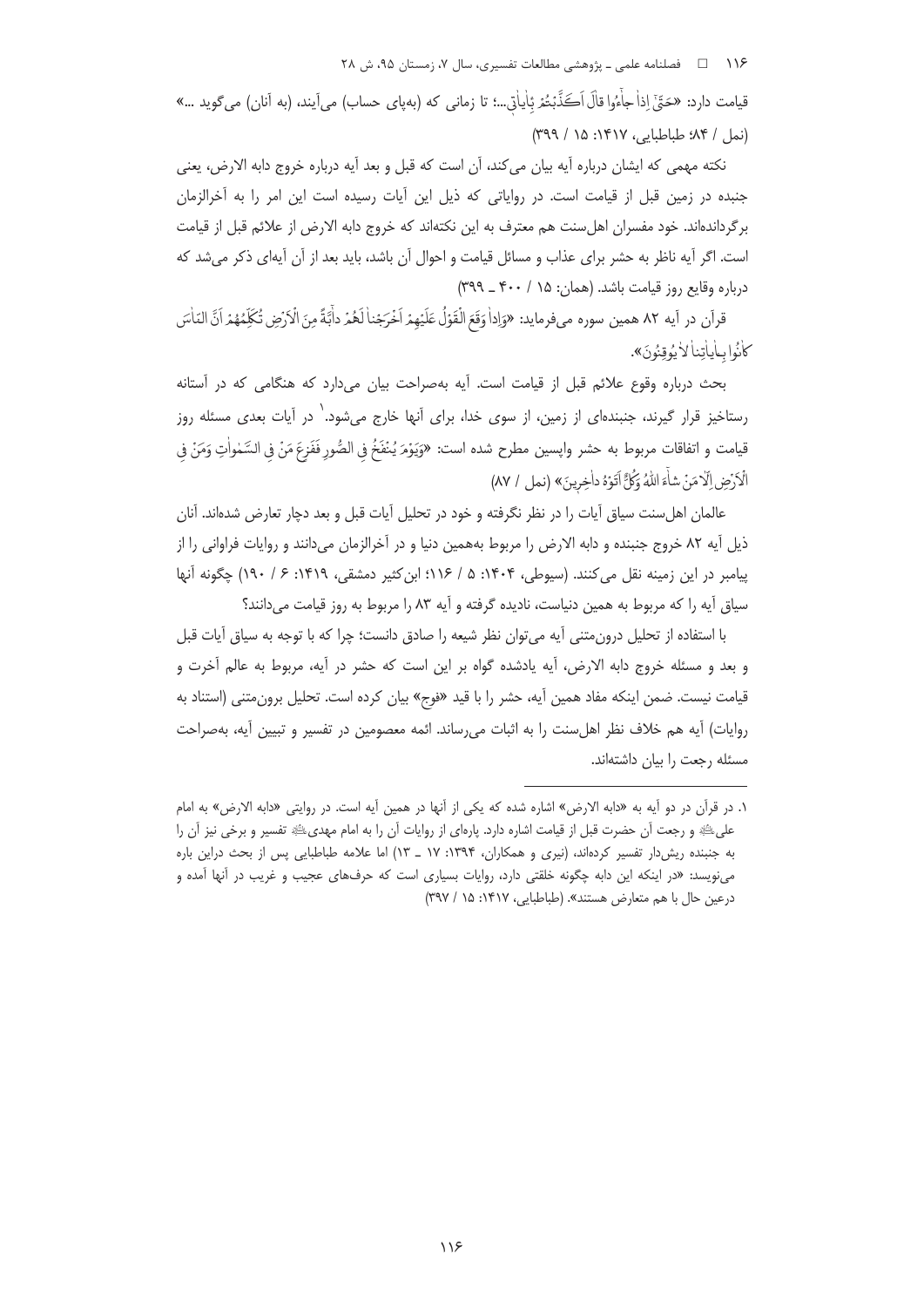قیامت دارد: «حَتّیٰ إِذا جاءُوا قالَ اَکَذَّبْتُمْ بِآیاتی...؛ تا زمانی که (به‌پای حساب) می‌آیند، (به آنان) می‌گوید ...» (نمل / ۸۴؛ طباطبایی، ۱۴۱۷: ۱۵ / ۳۹۹)

نکته مهمی که ایشان درباره آیه بیان می‌کند، آن است که قبل و بعد آیه درباره خروج دابه الارض، یعنی جنبده در زمین قبل از قیامت است. در روایاتی که ذیل این آیات رسیده است این امر را به آخرالزمان برگردانده‌اند. خود مفسران اهل‌سنت هم معترف به این نکته‌اند که خروج دابه الارض از علائم قبل از قیامت است. اگر آیه ناظر به حشر برای عذاب و مسائل قیامت و احوال آن باشد، باید بعد از آن آیه‌ای ذکر می‌شد که درباره وقایع روز قیامت باشد. (همان: ۱۵ / ۴۰۰ ـ ۳۹۹)

قرآن در آیه ۸۲ همین سوره می‌فرماید: «وَإِذا وَقَعَ الْقَوْلُ عَلَیْهِمْ اَخْرَجْنا لَهُمْ دابَّةً مِنَ الْاَرْضِ تُکَلِّمُهُمْ اَنَّ النّاسَ کانُوا بِآیاتِنا لا یُوقِنُونَ».

بحث درباره وقوع علائم قبل از قیامت است. آیه به‌صراحت بیان می‌دارد که هنگامی که در آستانه رستاخیز قرار گیرند، جنبنده‌ای از زمین، از سوی خدا، برای آنها خارج می‌شود.[۱] در آیات بعدی مسئله روز قیامت و اتفاقات مربوط به حشر واپسین مطرح شده است: «وَیَوْمَ یُنْفَخُ فِی الصُّورِ فَفَزِعَ مَنْ فِی السَّماواتِ وَمَنْ فِی الْاَرْضِ اِلّا مَنْ شاءَ اللهُ وَکُلٌّ اَتَوْهُ داخِرِینَ» (نمل / ۸۷)

عالمان اهل‌سنت سیاق آیات را در نظر نگرفته و خود در تحلیل آیات قبل و بعد دچار تعارض شده‌اند. آنان ذیل آیه ۸۲ خروج جنبنده و دابه الارض را مربوط به‌همین دنیا و در آخرالزمان می‌دانند و روایات فراوانی را از پیامبر در این زمینه نقل می‌کنند. (سیوطی، ۱۴۰۴: ۵ / ۱۱۶؛ ابن‌کثیر دمشقی، ۱۴۱۹: ۶ / ۱۹۰) چگونه آنها سیاق آیه را که مربوط به همین دنیاست، نادیده گرفته و آیه ۸۳ را مربوط به روز قیامت می‌دانند؟

با استفاده از تحلیل درون‌متنی آیه می‌توان نظر شیعه را صادق دانست؛ چرا که با توجه به سیاق آیات قبل و بعد و مسئله خروج دابه الارض، آیه یادشده گواه بر این است که حشر در آیه، مربوط به عالم آخرت و قیامت نیست. ضمن اینکه مفاد همین آیه، حشر را با قید «فوج» بیان کرده است. تحلیل برون‌متنی (استناد به روایات) آیه هم خلاف نظر اهل‌سنت را به اثبات می‌رساند. ائمه معصومین در تفسیر و تبیین آیه، به‌صراحت مسئله رجعت را بیان داشته‌اند.

---

۱. در قرآن در دو آیه به «دابه الارض» اشاره شده که یکی از آنها در همین آیه است. در روایتی «دابه الارض» به امام علی‌ع و رجعت آن حضرت قبل از قیامت اشاره دارد. پاره‌ای از روایات آن را به امام مهدی‌ع تفسیر و برخی نیز آن را به جنبنده ریش‌دار تفسیر کرده‌اند، (نیری و همکاران، ۱۳۹۴: ۱۷ ـ ۱۳) اما علامه طباطبایی پس از بحث دراین باره می‌نویسد: «در اینکه این دابه چگونه خلقتی دارد، روایات بسیاری است که حرف‌های عجیب و غریب در آنها آمده و درعین حال با هم متعارض هستند». (طباطبایی، ۱۴۱۷: ۱۵ / ۳۹۷)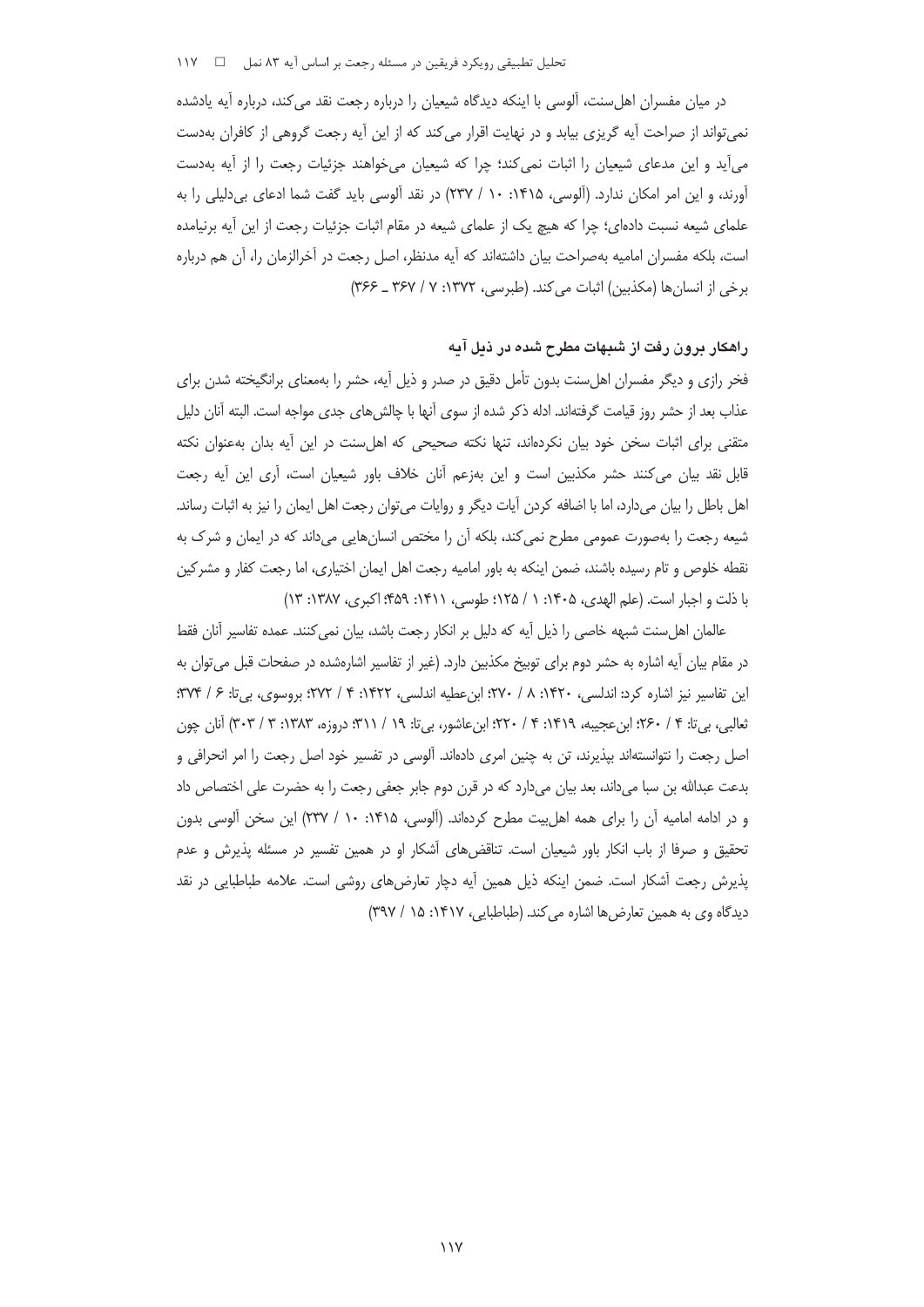در میان مفسران اهل‌سنت، آلوسی با اینکه دیدگاه شیعیان را درباره رجعت نقد می‌کند، درباره آیه یادشده نمی‌تواند از صراحت آیه گریزی بیابد و در نهایت اقرار می‌کند که از این آیه رجعت گروهی از کافران به‌دست می‌آید و این مدعای شیعیان را اثبات نمی‌کند؛ چرا که شیعیان می‌خواهند جزئیات رجعت را از آیه به‌دست آورند، و این امر امکان ندارد. (آلوسی، ۱۴۱۵: ۱۰ / ۲۳۷) در نقد آلوسی باید گفت شما ادعای بی‌دلیلی را به علمای شیعه نسبت داده‌ای؛ چرا که هیچ یک از علمای شیعه در مقام اثبات جزئیات رجعت از این آیه برنیامده است، بلکه مفسران امامیه به‌صراحت بیان داشته‌اند که آیه مدنظر، اصل رجعت در آخرالزمان را، آن هم درباره برخی از انسان‌ها (مکذبین) اثبات می‌کند. (طبرسی، ۱۳۷۲: ۷ / ۳۶۷ ـ ۳۶۶)

## راهکار برون رفت از شبهات مطرح شده در ذیل آیه

فخر رازی و دیگر مفسران اهل‌سنت بدون تأمل دقیق در صدر و ذیل آیه، حشر را به‌معنای برانگیخته شدن برای عذاب بعد از حشر روز قیامت گرفته‌اند. ادله ذکر شده از سوی آنها با چالش‌های جدی مواجه است. البته آنان دلیل متقنی برای اثبات سخن خود بیان نکرده‌اند، تنها نکته صحیحی که اهل‌سنت در این آیه بدان به‌عنوان نکته قابل نقد بیان می‌کنند حشر مکذبین است و این به‌زعم آنان خلاف باور شیعیان است، آری این آیه رجعت اهل باطل را بیان می‌دارد، اما با اضافه کردن آیات دیگر و روایات می‌توان رجعت اهل ایمان را نیز به اثبات رساند. شیعه رجعت را به‌صورت عمومی مطرح نمی‌کند، بلکه آن را مختص انسان‌هایی می‌داند که در ایمان و شرک به نقطه خلوص و تام رسیده باشند، ضمن اینکه به باور امامیه رجعت اهل ایمان اختیاری، اما رجعت کفار و مشرکین با ذلت و اجبار است. (علم الهدی، ۱۴۰۵: ۱ / ۱۲۵؛ طوسی، ۱۴۱۱: ۴۵۹؛ اکبری، ۱۳۸۷: ۱۳)

عالمان اهل‌سنت شبهه خاصی را ذیل آیه که دلیل بر انکار رجعت باشد، بیان نمی‌کنند. عمده تفاسیر آنان فقط در مقام بیان آیه اشاره به حشر دوم برای توبیخ مکذبین دارد. (غیر از تفاسیر اشاره‌شده در صفحات قبل می‌توان به این تفاسیر نیز اشاره کرد: اندلسی، ۱۴۲۰: ۸ / ۲۷۰؛ ابن‌عطیه اندلسی، ۱۴۲۲: ۴ / ۲۷۲؛ بروسوی، بی‌تا: ۶ / ۳۷۴؛ ثعالبی، بی‌تا: ۴ / ۲۶۰؛ ابن‌عجیبه، ۱۴۱۹: ۴ / ۲۲۰؛ ابن‌عاشور، بی‌تا: ۱۹ / ۳۱۱؛ دروزه، ۱۳۸۳: ۳ / ۳۰۳) آنان چون اصل رجعت را نتوانسته‌اند بپذیرند، تن به چنین امری داده‌اند. آلوسی در تفسیر خود اصل رجعت را امر انحرافی و بدعت عبدالله بن سبا می‌داند، بعد بیان می‌دارد که در قرن دوم جابر جعفی رجعت را به حضرت علی اختصاص داد و در ادامه امامیه آن را برای همه اهل‌بیت مطرح کرده‌اند. (آلوسی، ۱۴۱۵: ۱۰ / ۲۳۷) این سخن آلوسی بدون تحقیق و صرفا از باب انکار باور شیعیان است. تناقض‌های آشکار او در همین تفسیر در مسئله پذیرش و عدم پذیرش رجعت آشکار است. ضمن اینکه ذیل همین آیه دچار تعارض‌های روشنی است. علامه طباطبایی در نقد دیدگاه وی به همین تعارض‌ها اشاره می‌کند. (طباطبایی، ۱۴۱۷: ۱۵ / ۳۹۷)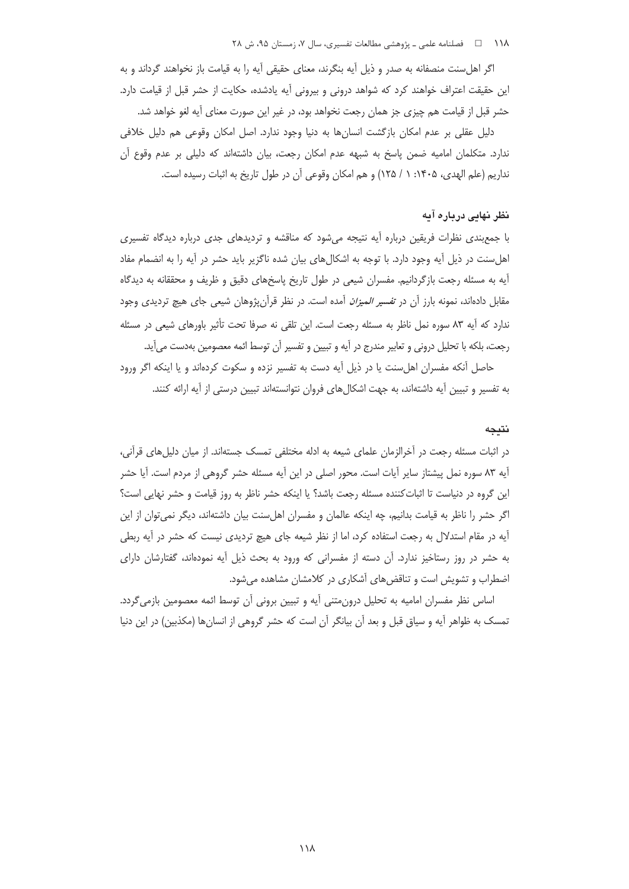اگر اهل‌سنت منصفانه به صدر و ذیل آیه بنگرند، معنای حقیقی آیه را به قیامت باز نخواهند گرداند و به این حقیقت اعتراف خواهند کرد که شواهد درونی و بیرونی آیه یادشده، حکایت از حشر قبل از قیامت دارد. حشر قبل از قیامت هم چیزی جز همان رجعت نخواهد بود، در غیر این صورت معنای آیه لغو خواهد شد.

دلیل عقلی بر عدم امکان بازگشت انسان‌ها به دنیا وجود ندارد. اصل امکان وقوعی هم دلیل خلافی ندارد. متکلمان امامیه ضمن پاسخ به شبهه عدم امکان رجعت، بیان داشته‌اند که دلیلی بر عدم وقوع آن نداریم (علم الهدی، ۱۴۰۵: ۱ / ۱۲۵) و هم امکان وقوعی آن در طول تاریخ به اثبات رسیده است.

## نظر نهایی درباره آیه

با جمع‌بندی نظرات فریقین درباره آیه نتیجه می‌شود که مناقشه و تردیدهای جدی درباره دیدگاه تفسیری اهل‌سنت در ذیل آیه وجود دارد. با توجه به اشکال‌های بیان شده ناگزیر باید حشر در آیه را به انضمام مفاد آیه به مسئله رجعت بازگردانیم. مفسران شیعی در طول تاریخ پاسخ‌های دقیق و ظریف و محققانه به دیدگاه مقابل داده‌اند، نمونه بارز آن در *تفسیر المیزان* آمده است. در نظر قرآن‌پژوهان شیعی جای هیچ تردیدی وجود ندارد که آیه ۸۳ سوره نمل ناظر به مسئله رجعت است. این تلقی نه صرفا تحت تأثیر باورهای شیعی در مسئله رجعت، بلکه با تحلیل درونی و تعابیر مندرج در آیه و تبیین و تفسیر آن توسط ائمه معصومین به‌دست می‌آید.

حاصل آنکه مفسران اهل‌سنت یا در ذیل آیه دست به تفسیر نزده و سکوت کرده‌اند و یا اینکه اگر ورود به تفسیر و تبیین آیه داشته‌اند، به جهت اشکال‌های فروان نتوانسته‌اند تبیین درستی از آیه ارائه کنند.

## نتیجه

در اثبات مسئله رجعت در آخرالزمان علمای شیعه به ادله مختلفی تمسک جسته‌اند. از میان دلیل‌های قرآنی، آیه ۸۳ سوره نمل پیشتاز سایر آیات است. محور اصلی در این آیه مسئله حشر گروهی از مردم است. آیا حشر این گروه در دنیاست تا اثبات‌کننده مسئله رجعت باشد؟ یا اینکه حشر ناظر به روز قیامت و حشر نهایی است؟ اگر حشر را ناظر به قیامت بدانیم، چه اینکه عالمان و مفسران اهل‌سنت بیان داشته‌اند، دیگر نمی‌توان از این آیه در مقام استدلال به رجعت استفاده کرد، اما از نظر شیعه جای هیچ تردیدی نیست که حشر در آیه ربطی به حشر در روز رستاخیز ندارد. آن دسته از مفسرانی که ورود به بحث ذیل آیه نموده‌اند، گفتارشان دارای اضطراب و تشویش است و تناقض‌های آشکاری در کلامشان مشاهده می‌شود.

اساس نظر مفسران امامیه به تحلیل درون‌متنی آیه و تبیین برونی آن توسط ائمه معصومین بازمی‌گردد. تمسک به ظواهر آیه و سیاق قبل و بعد آن بیانگر آن است که حشر گروهی از انسان‌ها (مکذبین) در این دنیا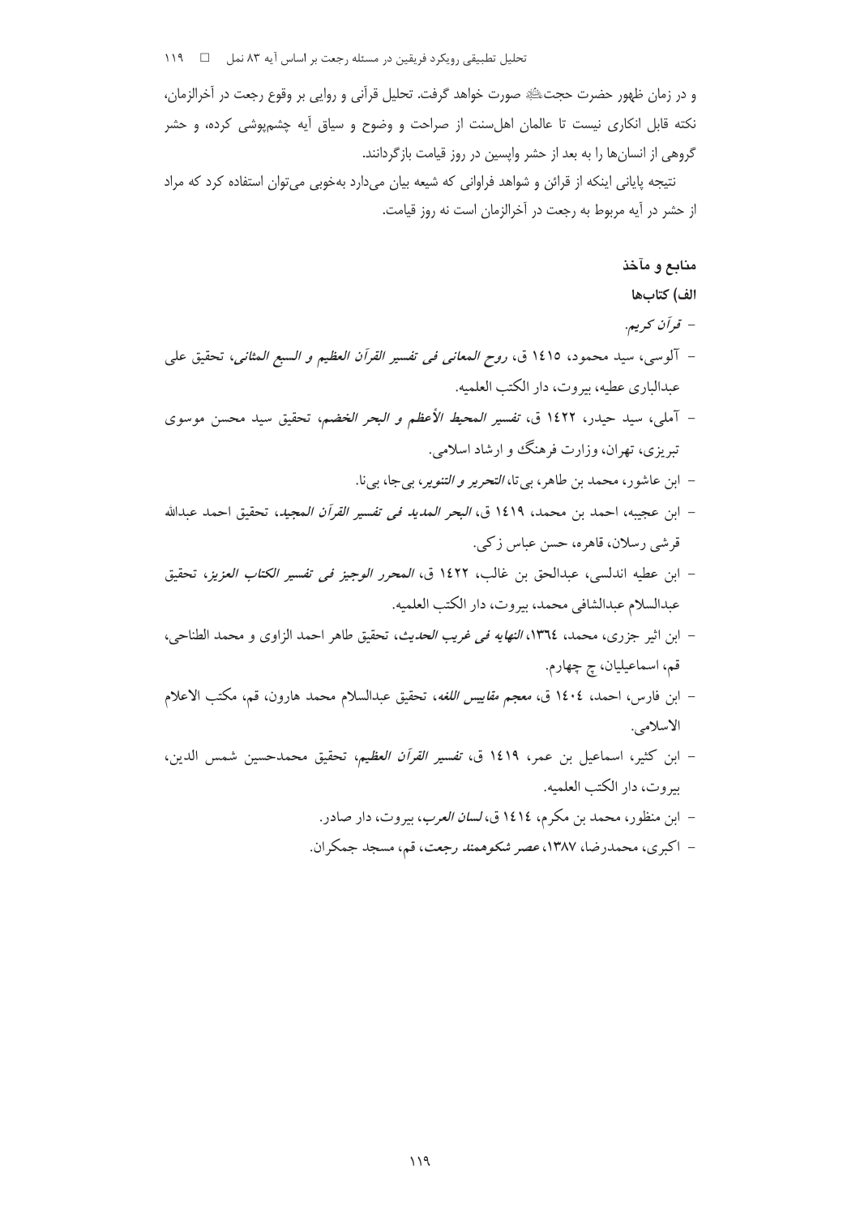و در زمان ظهور حضرت حجتﷺ صورت خواهد گرفت. تحلیل قرآنی و روایی بر وقوع رجعت در آخرالزمان، نکته قابل انکاری نیست تا عالمان اهل‌سنت از صراحت و وضوح و سیاق آیه چشم‌پوشی کرده، و حشر گروهی از انسان‌ها را به بعد از حشر واپسین در روز قیامت بازگردانند.

نتیجه پایانی اینکه از قرائن و شواهد فراوانی که شیعه بیان می‌دارد به‌خوبی می‌توان استفاده کرد که مراد از حشر در آیه مربوط به رجعت در آخرالزمان است نه روز قیامت.

## منابع و مآخذ

### الف) کتاب‌ها

- *قرآن کریم*.
- آلوسی، سید محمود، ۱٤۱٥ ق، *روح المعانی فی تفسیر القرآن العظیم و السبع المثانی*، تحقیق علی عبدالباری عطیه، بیروت، دار الکتب العلمیه.
- آملی، سید حیدر، ۱٤۲۲ ق، *تفسیر المحیط الأعظم و البحر الخضم*، تحقیق سید محسن موسوی تبریزی، تهران، وزارت فرهنگ و ارشاد اسلامی.
- ابن عاشور، محمد بن طاهر، بی‌تا، *التحریر و التنویر*، بی‌جا، بی‌نا.
- ابن عجیبه، احمد بن محمد، ۱٤۱۹ ق، *البحر المدید فی تفسیر القرآن المجید*، تحقیق احمد عبدالله قرشی رسلان، قاهره، حسن عباس زکی.
- ابن عطیه اندلسی، عبدالحق بن غالب، ۱٤۲۲ ق، *المحرر الوجیز فی تفسیر الکتاب العزیز*، تحقیق عبدالسلام عبدالشافی محمد، بیروت، دار الکتب العلمیه.
- ابن اثیر جزری، محمد، ۱۳٦٤، *النهایه فی غریب الحدیث*، تحقیق طاهر احمد الزاوی و محمد الطناحی، قم، اسماعیلیان، چ چهارم.
- ابن فارس، احمد، ۱٤۰٤ ق، *معجم مقاییس اللغه*، تحقیق عبدالسلام محمد هارون، قم، مکتب الاعلام الاسلامی.
- ابن کثیر، اسماعیل بن عمر، ۱٤۱۹ ق، *تفسیر القرآن العظیم*، تحقیق محمدحسین شمس الدین، بیروت، دار الکتب العلمیه.
- ابن منظور، محمد بن مکرم، ۱٤۱٤ ق، *لسان العرب*، بیروت، دار صادر.
- اکبری، محمدرضا، ۱۳۸۷، *عصر شکوهمند رجعت*، قم، مسجد جمکران.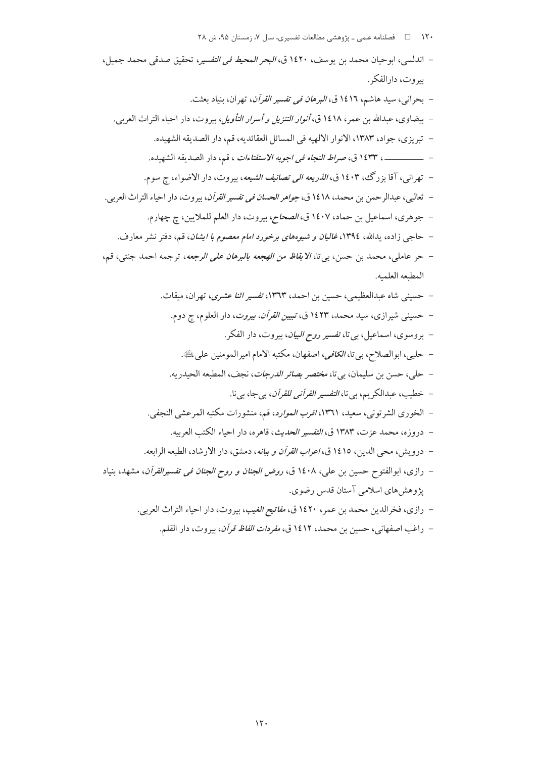- اندلسی، ابوحیان محمد بن یوسف، ۱۴۲۰ ق، *البحر المحیط فی التفسیر*، تحقیق صدقی محمد جمیل، بیروت، دارالفکر.
- بحرانی، سید هاشم، ۱۴۱۶ ق، *البرهان فی تفسیر القرآن*، تهران، بنیاد بعثت.
- بیضاوی، عبدالله بن عمر، ۱۴۱۸ ق، *أنوار التنزیل و أسرار التأویل*، بیروت، دار احیاء التراث العربی.
- تبریزی، جواد، ۱۳۸۳، الانوار الالهیه فی المسائل العقائدیه، قم، دار الصدیقه الشهیده.
- ــــــــــــ، ۱۴۳۳ ق، *صراط النجاه فی اجوبه الاستفتاءات* ، قم، دار الصدیقه الشهیده.
- تهرانی، آقا بزرگ، ۱۴۰۳ ق، *الذریعه الی تصانیف الشیعه*، بیروت، دار الاضواء، چ سوم.
- ثعالبی، عبدالرحمن بن محمد، ۱۴۱۸ ق، *جواهر الحسان فی تفسیر القرآن*، بیروت، دار احیاء التراث العربی.
- جوهری، اسماعیل بن حماد، ۱۴۰۷ ق، *الصحاح*، بیروت، دار العلم للملایین، چ چهارم.
- حاجی زاده، یدالله، ۱۳۹۴، *غالیان و شیوه‌های برخورد امام معصوم با ایشان*، قم، دفتر نشر معارف.
- حر عاملی، محمد بن حسن، بی‌تا، *الایقاظ من الهجعه بالبرهان علی الرجعه*، ترجمه احمد جنتی، قم، المطبعه العلمیه.
- حسینی شاه عبدالعظیمی، حسین بن احمد، ۱۳۶۳، *تفسیر اثنا عشری*، تهران، میقات.
- حسینی شیرازی، سید محمد، ۱۴۲۳ ق، *تبیین القرآن*، *بیروت*، دار العلوم، چ دوم.
- بروسوی، اسماعیل، بی‌تا، *تفسیر روح البیان*، بیروت، دار الفکر.
- حلبی، ابوالصلاح، بی‌تا، *الکافی*، اصفهان، مکتبه الامام امیرالمومنین علی عليه السلام.
- حلی، حسن بن سلیمان، بی‌تا، *مختصر بصائر الدرجات*، نجف، المطبعه الحیدریه.
- خطیب، عبدالکریم، بی‌تا، *التفسیر القرآنی للقرآن*، بی‌جا، بی‌نا.
- الخوری الشرتونی، سعید، ۱۳۶۱، *اقرب الموارد*، قم، منشورات مکتبه المرعشی النجفی.
- دروزه، محمد عزت، ۱۳۸۳ ق، *التفسیر الحدیث*، قاهره، دار احیاء الکتب العربیه.
- درویش، محی الدین، ۱۴۱۵ ق، *اعراب القرآن و بیانه*، دمشق، دار الارشاد، الطبعه الرابعه.
- رازی، ابوالفتوح حسین بن علی، ۱۴۰۸ ق، *روض الجنان و روح الجنان فی تفسیرالقرآن*، مشهد، بنیاد پژوهش‌های اسلامی آستان قدس رضوی.
- رازی، فخرالدین محمد بن عمر، ۱۴۲۰ ق، *مفاتیح الغیب*، بیروت، دار احیاء التراث العربی.
- راغب اصفهانی، حسین بن محمد، ۱۴۱۲ ق، *مفردات الفاظ قرآن*، بیروت، دار القلم.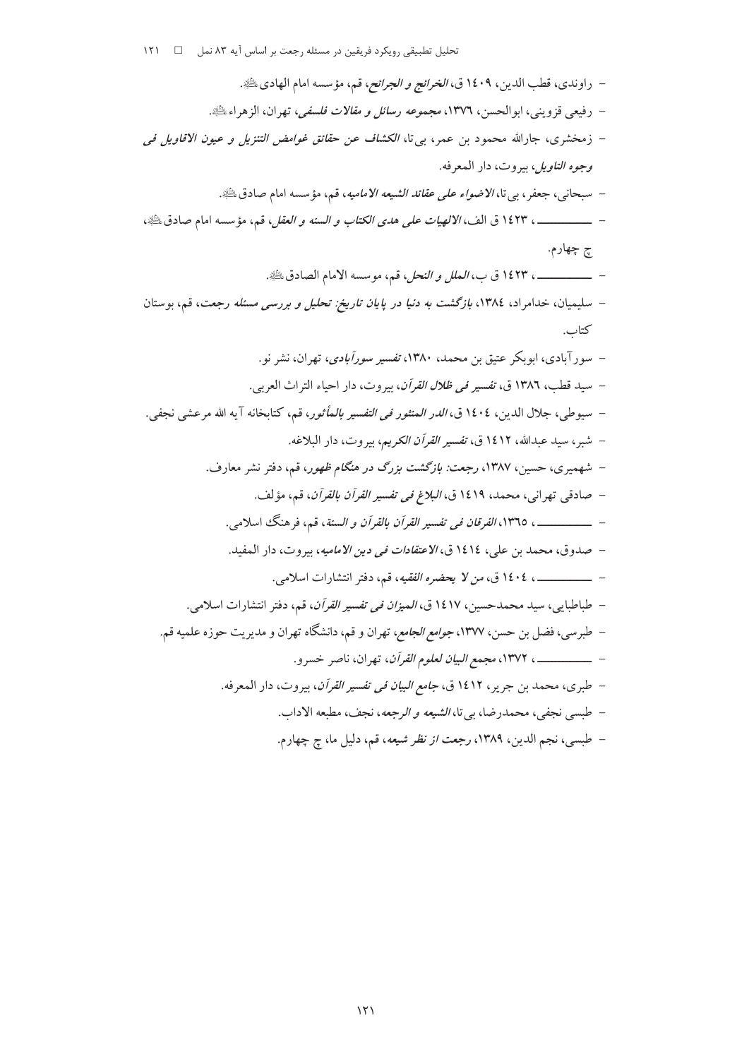- راوندی، قطب الدین، ۱٤۰۹ ق، *الخرائج و الجرائح*، قم، مؤسسه امام الهادی ﷺ.
- رفیعی قزوینی، ابوالحسن، ۱۳۷٦، *مجموعه رسائل و مقالات فلسفی*، تهران، الزهراء ﷺ.
- زمخشری، جارالله محمود بن عمر، بی‌تا، *الکشاف عن حقائق غوامض التنزیل و عیون الاقاویل فی وجوه التاویل*، بیروت، دار المعرفه.
- سبحانی، جعفر، بی‌تا، *الاضواء علی عقائد الشیعه الامامیه*، قم، مؤسسه امام صادق ﷺ.
- ـــــــــــ، ۱٤۲۳ ق الف، *الالهیات علی هدی الکتاب و السنه و العقل*، قم، مؤسسه امام صادق ﷺ، چ چهارم.
- ـــــــــــ، ۱٤۲۳ ق ب، *الملل و النحل*، قم، موسسه الامام الصادق ﷺ.
- سلیمیان، خدامراد، ۱۳۸٤، *بازگشت به دنیا در پایان تاریخ: تحلیل و بررسی مسئله رجعت*، قم، بوستان کتاب.
- سورآبادی، ابوبکر عتیق بن محمد، ۱۳۸۰، *تفسیر سورآبادی*، تهران، نشر نو.
- سید قطب، ۱۳۸٦ ق، *تفسیر فی ظلال القرآن*، بیروت، دار احیاء التراث العربی.
- سیوطی، جلال الدین، ۱٤۰٤ ق، *الدر المنثور فی التفسیر بالمأثور*، قم، کتابخانه آیه الله مرعشی نجفی.
- شبر، سید عبدالله، ۱٤۱۲ ق، *تفسیر القرآن الکریم*، بیروت، دار البلاغه.
- شهمیری، حسین، ۱۳۸۷، *رجعت: بازگشت بزرگ در هنگام ظهور*، قم، دفتر نشر معارف.
- صادقی تهرانی، محمد، ۱٤۱۹ ق، *البلاغ فی تفسیر القرآن بالقرآن*، قم، مؤلف.
- ـــــــــــ، ۱۳٦٥، *الفرقان فی تفسیر القرآن بالقرآن و السنة*، قم، فرهنگ اسلامی.
- صدوق، محمد بن علی، ۱٤۱٤ ق، *الاعتقادات فی دین الامامیه*، بیروت، دار المفید.
- ـــــــــــ، ۱٤۰٤ ق، *من لا یحضره الفقیه*، قم، دفتر انتشارات اسلامی.
- طباطبایی، سید محمدحسین، ۱٤۱۷ ق، *المیزان فی تفسیر القرآن*، قم، دفتر انتشارات اسلامی.
- طبرسی، فضل بن حسن، ۱۳۷۷، *جوامع الجامع*، تهران و قم، دانشگاه تهران و مدیریت حوزه علمیه قم.
- ـــــــــــ، ۱۳۷۲، *مجمع البیان لعلوم القرآن*، تهران، ناصر خسرو.
- طبری، محمد بن جریر، ۱٤۱۲ ق، *جامع البیان فی تفسیر القرآن*، بیروت، دار المعرفه.
- طبسی نجفی، محمدرضا، بی‌تا، *الشیعه و الرجعه*، نجف، مطبعه الاداب.
- طبسی، نجم الدین، ۱۳۸۹، *رجعت از نظر شیعه*، قم، دلیل ما، چ چهارم.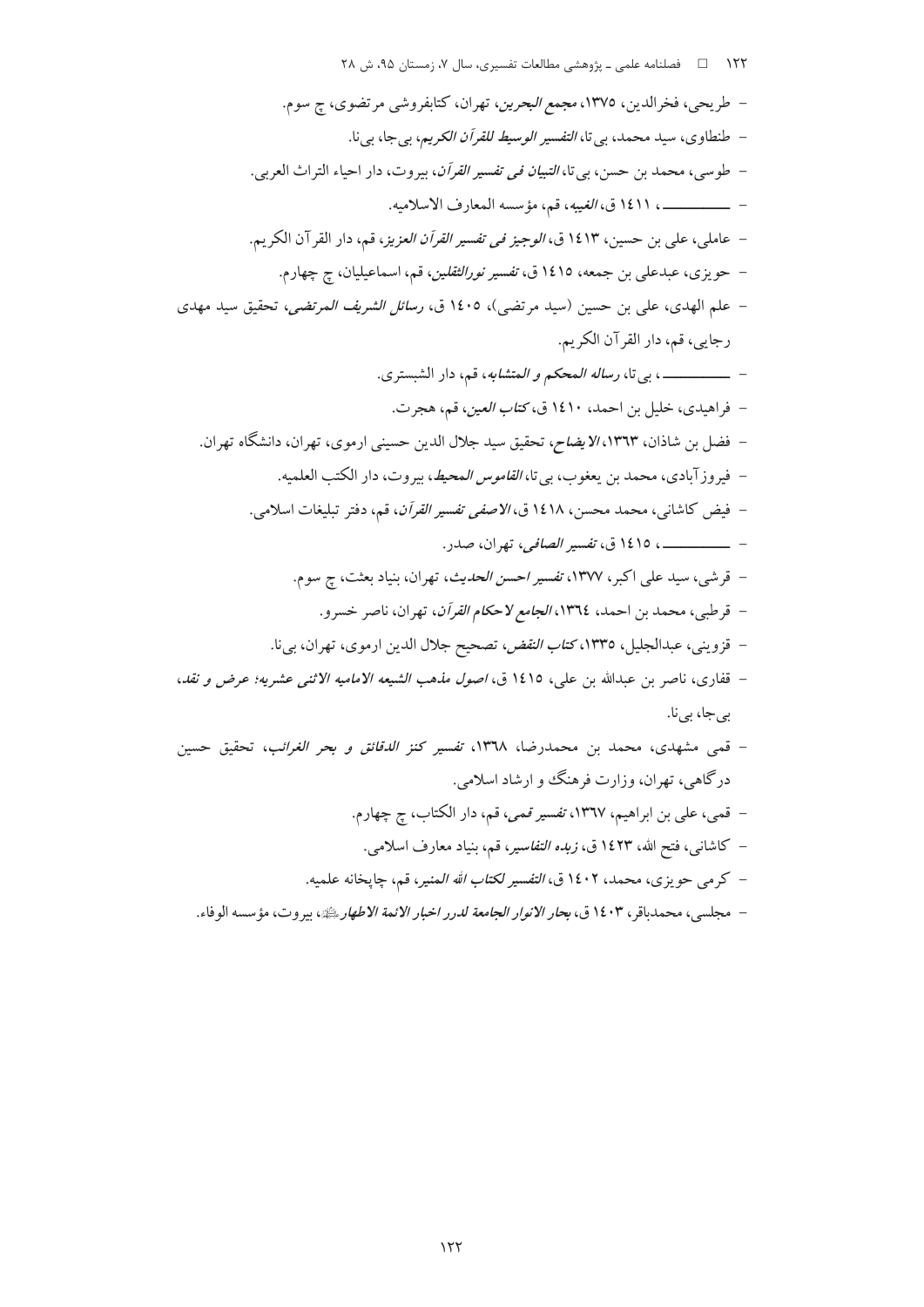- طریحی، فخرالدین، ۱۳۷۵، *مجمع البحرین*، تهران، کتابفروشی مرتضوی، چ سوم.
- طنطاوی، سید محمد، بی‌تا، *التفسیر الوسیط للقرآن الکریم*، بی‌جا، بی‌نا.
- طوسی، محمد بن حسن، بی‌تا، *التبیان فی تفسیر القرآن*، بیروت، دار احیاء التراث العربی.
- ـــــــــــــ، ۱٤۱۱ ق، *الغیبه*، قم، مؤسسه المعارف الاسلامیه.
- عاملی، علی بن حسین، ۱٤۱۳ ق، *الوجیز فی تفسیر القرآن العزیز*، قم، دار القرآن الکریم.
- حویزی، عبدعلی بن جمعه، ۱٤۱٥ ق، *تفسیر نورالثقلین*، قم، اسماعیلیان، چ چهارم.
- علم الهدی، علی بن حسین (سید مرتضی)، ۱٤۰٥ ق، *رسائل الشریف المرتضی*، تحقیق سید مهدی رجایی، قم، دار القرآن الکریم.
- ـــــــــــــ، بی‌تا، *رساله المحکم و المتشابه*، قم، دار الشبستری.
- فراهیدی، خلیل بن احمد، ۱٤۱۰ ق، *کتاب العین*، قم، هجرت.
- فضل بن شاذان، ۱۳٦۳، *الایضاح*، تحقیق سید جلال الدین حسینی ارموی، تهران، دانشگاه تهران.
- فیروزآبادی، محمد بن یعقوب، بی‌تا، *القاموس المحیط*، بیروت، دار الکتب العلمیه.
- فیض کاشانی، محمد محسن، ۱٤۱۸ ق، *الاصفی تفسیر القرآن*، قم، دفتر تبلیغات اسلامی.
- ـــــــــــــ، ۱٤۱٥ ق، *تفسیر الصافی*، تهران، صدر.
- قرشی، سید علی اکبر، ۱۳۷۷، *تفسیر احسن الحدیث*، تهران، بنیاد بعثت، چ سوم.
- قرطبی، محمد بن احمد، ۱۳٦٤، *الجامع لاحکام القرآن*، تهران، ناصر خسرو.
- قزوینی، عبدالجلیل، ۱۳۳٥، *کتاب النقض*، تصحیح جلال الدین ارموی، تهران، بی‌نا.
- قفاری، ناصر بن عبدالله بن علی، ۱٤۱٥ ق، *اصول مذهب الشیعه الامامیه الاثنی عشریه؛ عرض و نقد*، بی‌جا، بی‌نا.
- قمی مشهدی، محمد بن محمدرضا، ۱۳٦۸، *تفسیر کنز الدقائق و بحر الغرائب*، تحقیق حسین درگاهی، تهران، وزارت فرهنگ و ارشاد اسلامی.
- قمی، علی بن ابراهیم، ۱۳٦۷، *تفسیر قمی*، قم، دار الکتاب، چ چهارم.
- کاشانی، فتح الله، ۱٤۲۳ ق، *زبده التفاسیر*، قم، بنیاد معارف اسلامی.
- کرمی حویزی، محمد، ۱٤۰۲ ق، *التفسیر لکتاب الله المنیر*، قم، چاپخانه علمیه.
- مجلسی، محمدباقر، ۱٤۰۳ ق، *بحار الانوار الجامعة لدرر اخبار الائمة الاطهار*ﷺ، بیروت، مؤسسه الوفاء.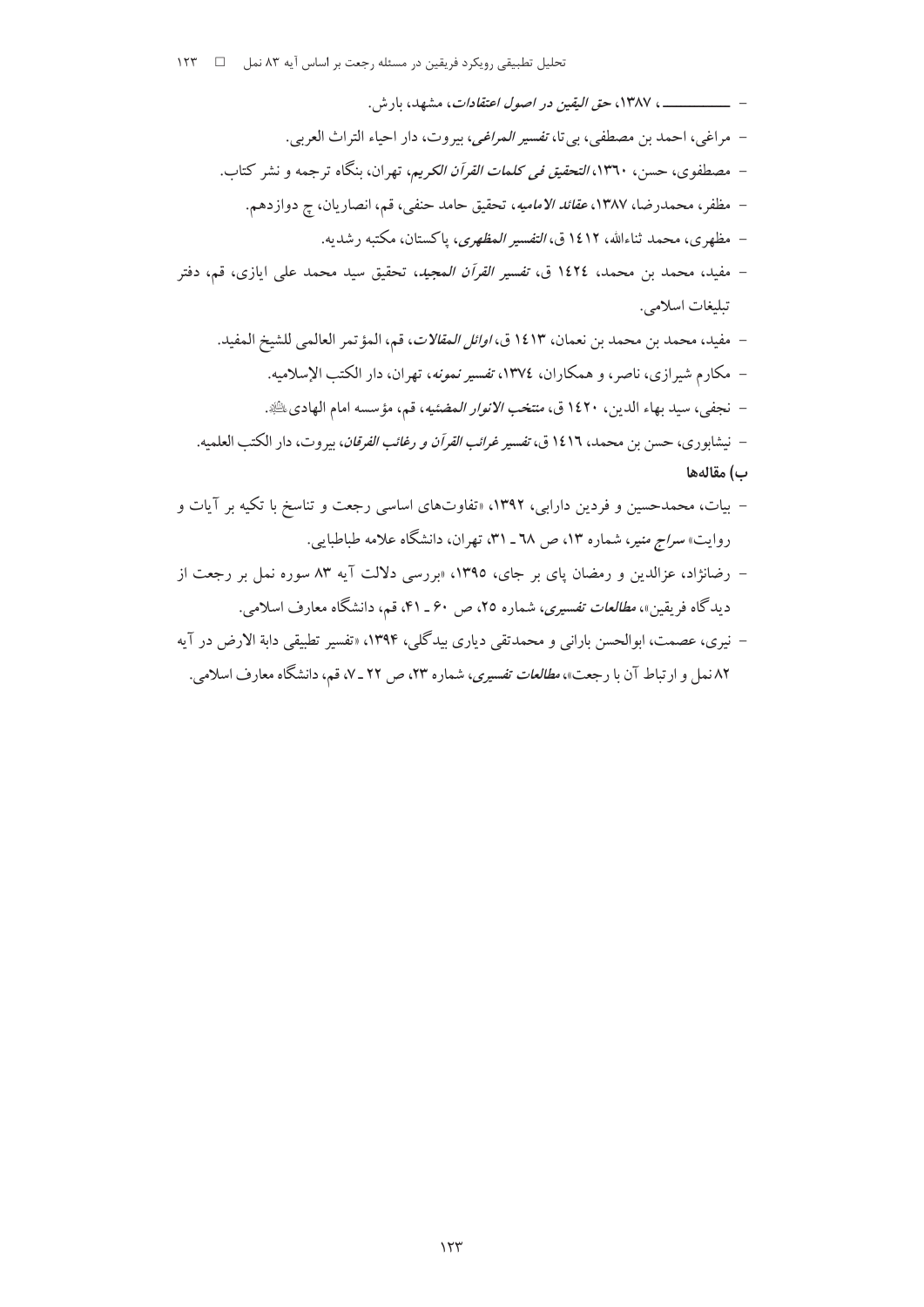- ــــــــــــــ، ۱۳۸۷، *حق الیقین در اصول اعتقادات*، مشهد، بارش.
- مراغی، احمد بن مصطفی، بی‌تا، *تفسیر المراغی*، بیروت، دار احیاء التراث العربی.
- مصطفوی، حسن، ۱۳٦۰، *التحقیق فی کلمات القرآن الکریم*، تهران، بنگاه ترجمه و نشر کتاب.
- مظفر، محمدرضا، ۱۳۸۷، *عقائد الامامیه*، تحقیق حامد حنفی، قم، انصاریان، چ دوازدهم.
- مظهری، محمد ثناءالله، ۱٤۱۲ ق، *التفسیر المظهری*، پاکستان، مکتبه رشدیه.
- مفید، محمد بن محمد، ۱٤۲٤ ق، *تفسیر القرآن المجید*، تحقیق سید محمد علی ایازی، قم، دفتر تبلیغات اسلامی.
- مفید، محمد بن محمد بن نعمان، ۱٤۱۳ ق، *اوائل المقالات*، قم، المؤتمر العالمی للشیخ المفید.
- مکارم شیرازی، ناصر، و همکاران، ۱۳۷٤، *تفسیر نمونه*، تهران، دار الکتب الإسلامیه.
- نجفی، سید بهاء الدین، ۱٤۲۰ ق، *منتخب الانوار المضئیه*، قم، مؤسسه امام الهادی‌ﷺ.
- نیشابوری، حسن بن محمد، ۱٤۱٦ ق، *تفسیر غرائب القرآن و رغائب الفرقان*، بیروت، دار الکتب العلمیه.

**ب) مقاله‌ها**

- بیات، محمدحسین و فردین دارابی، ۱۳۹۲، «تفاوت‌های اساسی رجعت و تناسخ با تکیه بر آیات و روایت» *سراج منیر*، شماره ۱۳، ص ٦۸ ـ ۳۱، تهران، دانشگاه علامه طباطبایی.
- رضانژاد، عزالدین و رمضان پای بر جای، ۱۳۹۵، «بررسی دلالت آیه ۸۳ سوره نمل بر رجعت از دیدگاه فریقین»، *مطالعات تفسیری*، شماره ۲۵، ص ۶۰ ـ ۴۱، قم، دانشگاه معارف اسلامی.
- نیری، عصمت، ابوالحسن بارانی و محمدتقی دیاری بیدگلی، ۱۳۹۴، «تفسیر تطبیقی دابة الارض در آیه ۸۲ نمل و ارتباط آن با رجعت»، *مطالعات تفسیری*، شماره ۲۳، ص ۲۲ ـ ۷، قم، دانشگاه معارف اسلامی.